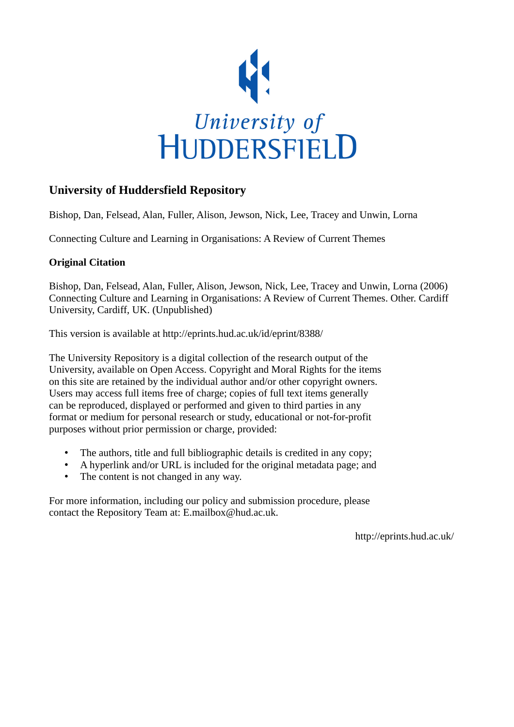University of Huddersfield

## University of Huddersfield Repository

Bishop, Dan, Felsead, Alan, Fuller, Alison, Jewson, Nick, Lee, Tracey and Unwin, Lorna

Connecting Culture and Learning in Organisations: A Review of Current Themes

### Original Citation

Bishop, Dan, Felsead, Alan, Fuller, Alison, Jewson, Nick, Lee, Tracey and Unwin, Lorna (2006) Connecting Culture and Learning in Organisations: A Review of Current Themes. Other. Cardiff University, Cardiff, UK. (Unpublished)

This version is available at http://eprints.hud.ac.uk/id/eprint/8388/

The University Repository is a digital collection of the research output of the University, available on Open Access. Copyright and Moral Rights for the items on this site are retained by the individual author and/or other copyright owners. Users may access full items free of charge; copies of full text items generally can be reproduced, displayed or performed and given to third parties in any format or medium for personal research or study, educational or not-for-profit purposes without prior permission or charge, provided:

- The authors, title and full bibliographic details is credited in any copy;
- A hyperlink and/or URL is included for the original metadata page; and
- The content is not changed in any way.

For more information, including our policy and submission procedure, please contact the Repository Team at: E.mailbox@hud.ac.uk.

http://eprints.hud.ac.uk/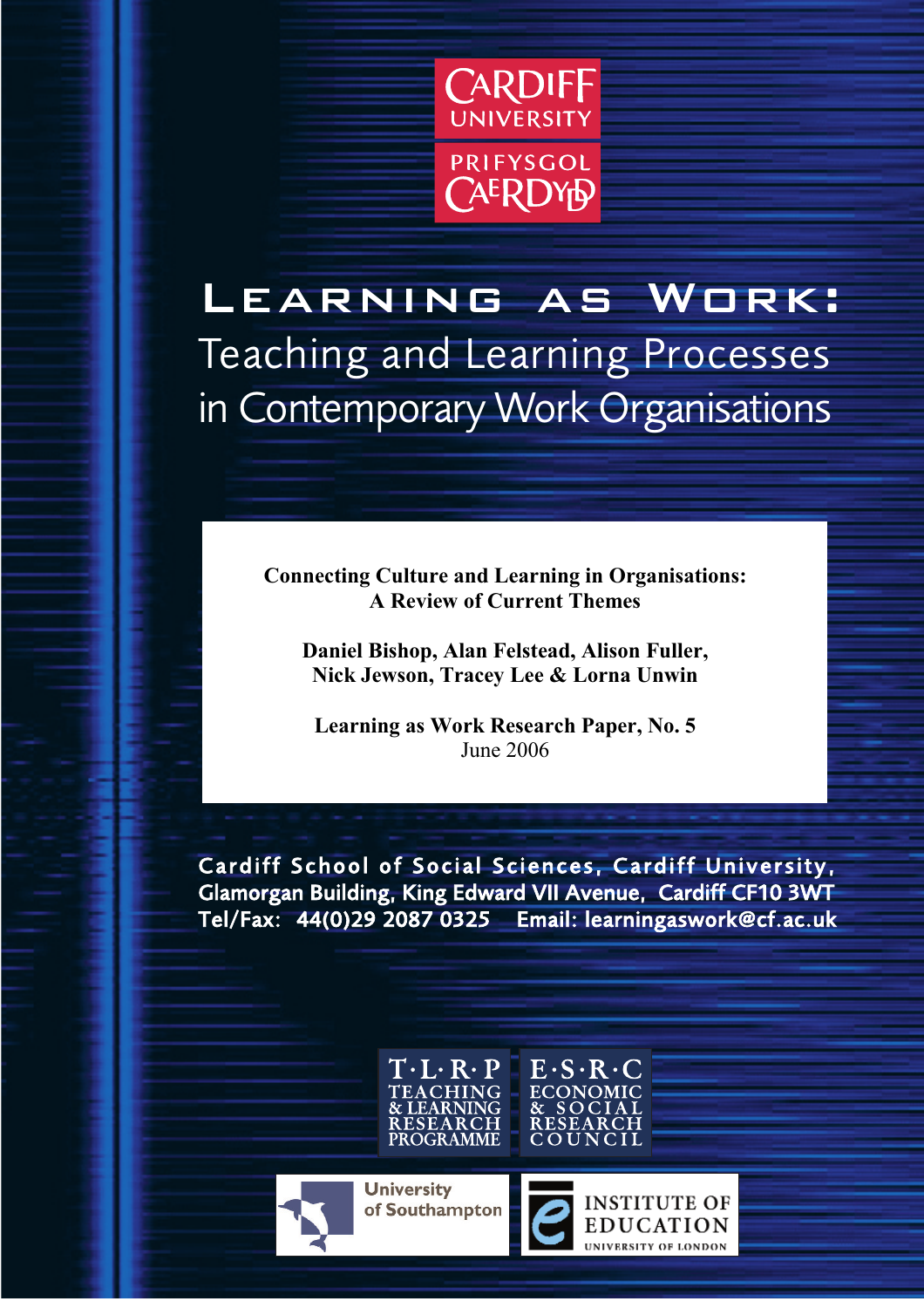CARDIFF UNIVERSITY

PRIFYSGOL CAERDYDD

# Learning as Work:

## Teaching and Learning Processes in Contemporary Work Organisations

**Connecting Culture and Learning in Organisations: A Review of Current Themes**

**Daniel Bishop, Alan Felstead, Alison Fuller, Nick Jewson, Tracey Lee & Lorna Unwin**

**Learning as Work Research Paper, No. 5**
June 2006

Cardiff School of Social Sciences, Cardiff University,
Glamorgan Building, King Edward VII Avenue, Cardiff CF10 3WT
Tel/Fax: 44(0)29 2087 0325 Email: learningaswork@cf.ac.uk

T·L·R·P TEACHING & LEARNING RESEARCH PROGRAMME

E·S·R·C ECONOMIC & SOCIAL RESEARCH COUNCIL

University of Southampton

INSTITUTE OF EDUCATION UNIVERSITY OF LONDON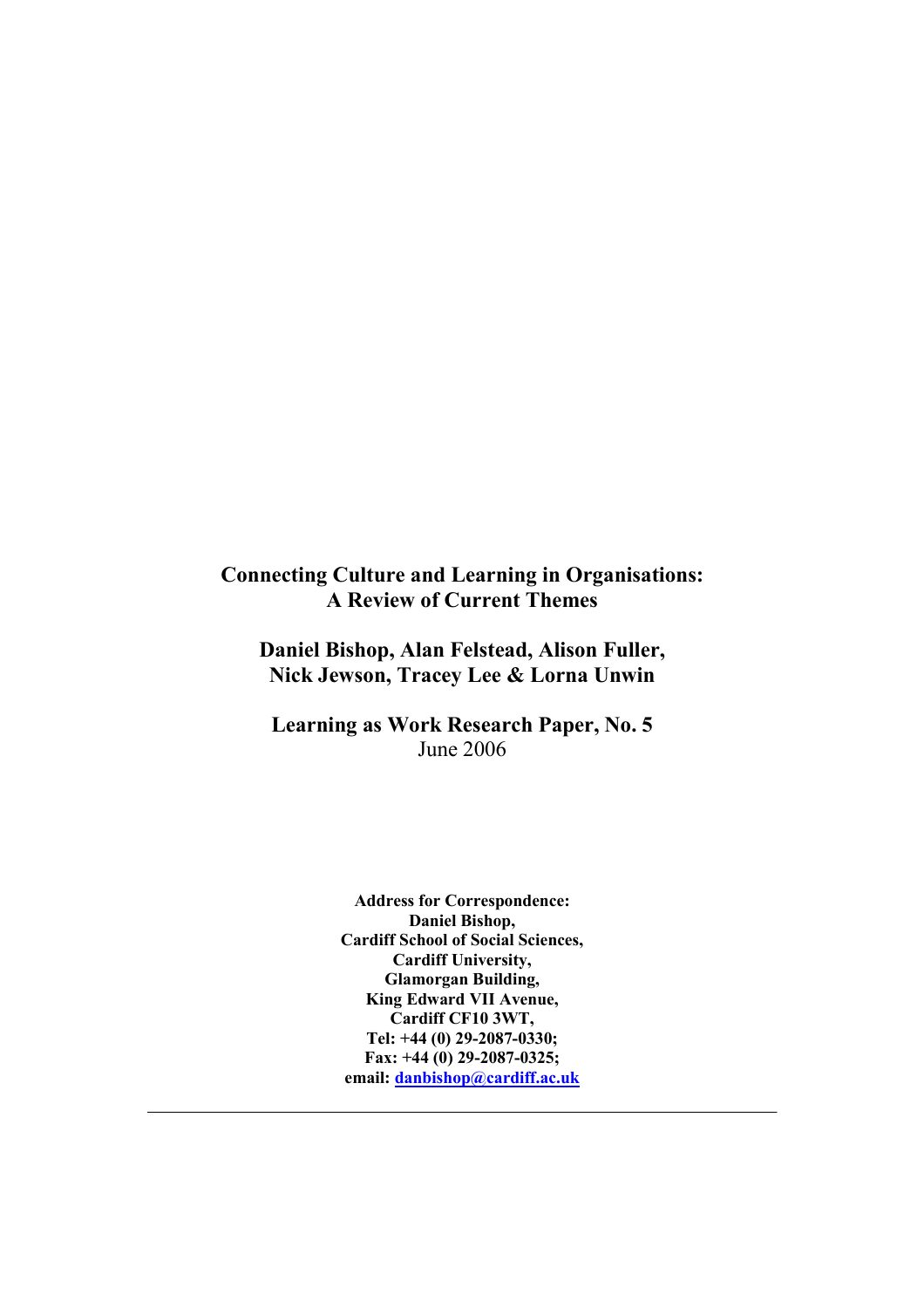# Connecting Culture and Learning in Organisations: A Review of Current Themes

**Daniel Bishop, Alan Felstead, Alison Fuller, Nick Jewson, Tracey Lee & Lorna Unwin**

**Learning as Work Research Paper, No. 5**
June 2006

**Address for Correspondence:**
**Daniel Bishop,**
**Cardiff School of Social Sciences,**
**Cardiff University,**
**Glamorgan Building,**
**King Edward VII Avenue,**
**Cardiff CF10 3WT,**
**Tel: +44 (0) 29-2087-0330;**
**Fax: +44 (0) 29-2087-0325;**
**email: danbishop@cardiff.ac.uk**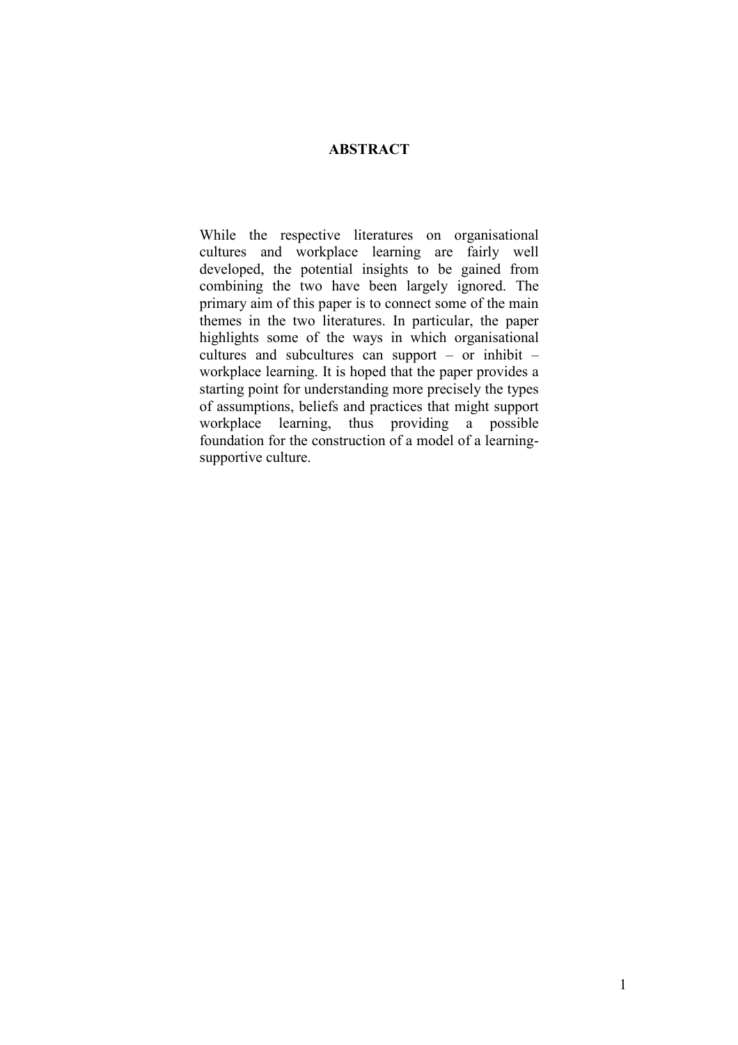## ABSTRACT

While the respective literatures on organisational cultures and workplace learning are fairly well developed, the potential insights to be gained from combining the two have been largely ignored. The primary aim of this paper is to connect some of the main themes in the two literatures. In particular, the paper highlights some of the ways in which organisational cultures and subcultures can support – or inhibit – workplace learning. It is hoped that the paper provides a starting point for understanding more precisely the types of assumptions, beliefs and practices that might support workplace learning, thus providing a possible foundation for the construction of a model of a learning-supportive culture.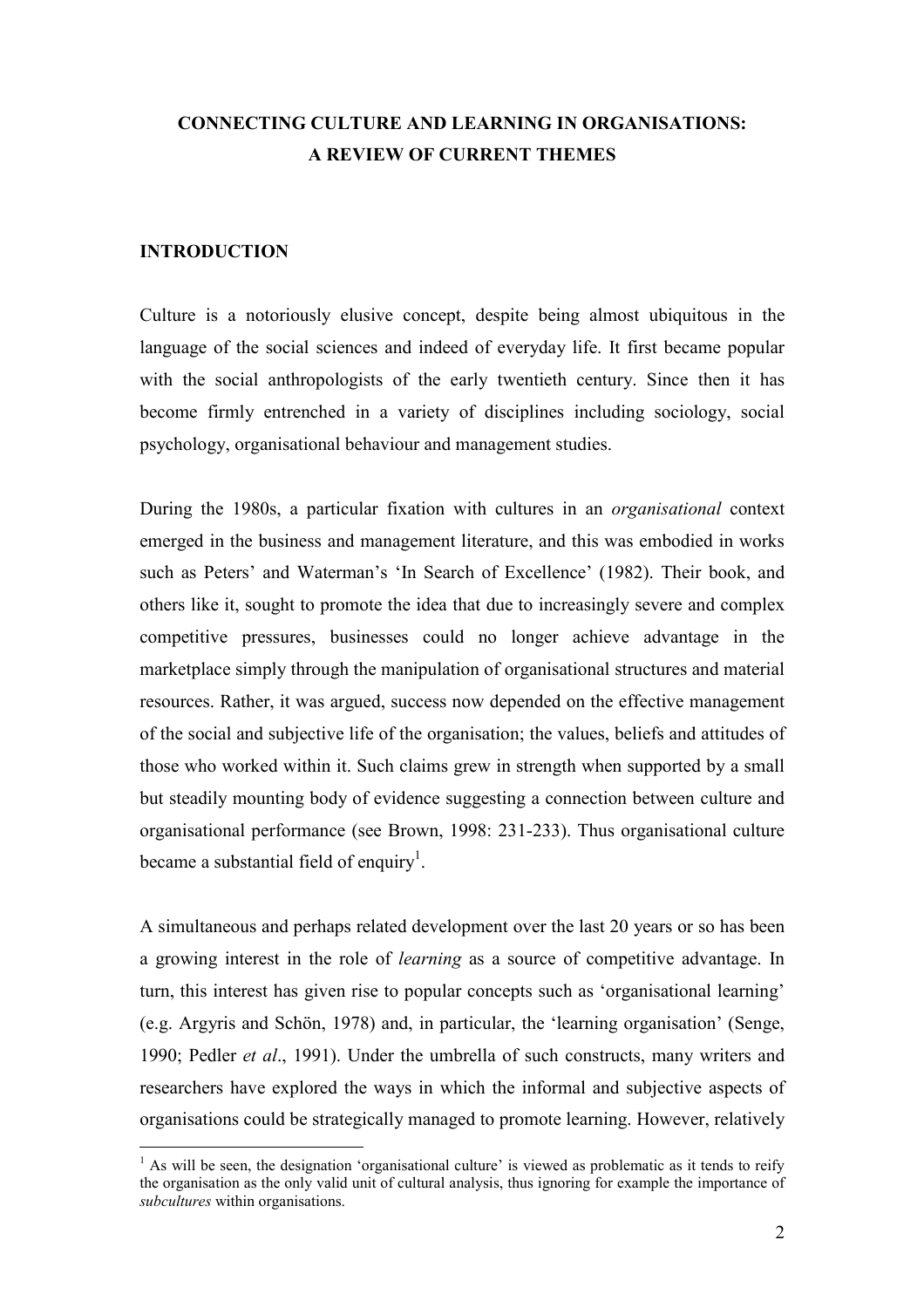# CONNECTING CULTURE AND LEARNING IN ORGANISATIONS: A REVIEW OF CURRENT THEMES

## INTRODUCTION

Culture is a notoriously elusive concept, despite being almost ubiquitous in the language of the social sciences and indeed of everyday life. It first became popular with the social anthropologists of the early twentieth century. Since then it has become firmly entrenched in a variety of disciplines including sociology, social psychology, organisational behaviour and management studies.

During the 1980s, a particular fixation with cultures in an *organisational* context emerged in the business and management literature, and this was embodied in works such as Peters' and Waterman's 'In Search of Excellence' (1982). Their book, and others like it, sought to promote the idea that due to increasingly severe and complex competitive pressures, businesses could no longer achieve advantage in the marketplace simply through the manipulation of organisational structures and material resources. Rather, it was argued, success now depended on the effective management of the social and subjective life of the organisation; the values, beliefs and attitudes of those who worked within it. Such claims grew in strength when supported by a small but steadily mounting body of evidence suggesting a connection between culture and organisational performance (see Brown, 1998: 231-233). Thus organisational culture became a substantial field of enquiry[1].

A simultaneous and perhaps related development over the last 20 years or so has been a growing interest in the role of *learning* as a source of competitive advantage. In turn, this interest has given rise to popular concepts such as 'organisational learning' (e.g. Argyris and Schön, 1978) and, in particular, the 'learning organisation' (Senge, 1990; Pedler *et al*., 1991). Under the umbrella of such constructs, many writers and researchers have explored the ways in which the informal and subjective aspects of organisations could be strategically managed to promote learning. However, relatively

[1] As will be seen, the designation 'organisational culture' is viewed as problematic as it tends to reify the organisation as the only valid unit of cultural analysis, thus ignoring for example the importance of *subcultures* within organisations.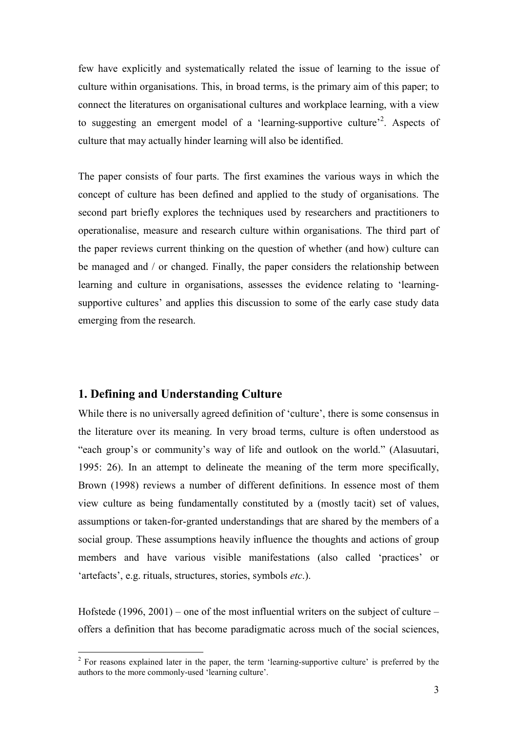few have explicitly and systematically related the issue of learning to the issue of culture within organisations. This, in broad terms, is the primary aim of this paper; to connect the literatures on organisational cultures and workplace learning, with a view to suggesting an emergent model of a 'learning-supportive culture'[2]. Aspects of culture that may actually hinder learning will also be identified.

The paper consists of four parts. The first examines the various ways in which the concept of culture has been defined and applied to the study of organisations. The second part briefly explores the techniques used by researchers and practitioners to operationalise, measure and research culture within organisations. The third part of the paper reviews current thinking on the question of whether (and how) culture can be managed and / or changed. Finally, the paper considers the relationship between learning and culture in organisations, assesses the evidence relating to 'learning-supportive cultures' and applies this discussion to some of the early case study data emerging from the research.

## 1. Defining and Understanding Culture

While there is no universally agreed definition of 'culture', there is some consensus in the literature over its meaning. In very broad terms, culture is often understood as "each group's or community's way of life and outlook on the world." (Alasuutari, 1995: 26). In an attempt to delineate the meaning of the term more specifically, Brown (1998) reviews a number of different definitions. In essence most of them view culture as being fundamentally constituted by a (mostly tacit) set of values, assumptions or taken-for-granted understandings that are shared by the members of a social group. These assumptions heavily influence the thoughts and actions of group members and have various visible manifestations (also called 'practices' or 'artefacts', e.g. rituals, structures, stories, symbols *etc.*).

Hofstede (1996, 2001) – one of the most influential writers on the subject of culture – offers a definition that has become paradigmatic across much of the social sciences,

[2] For reasons explained later in the paper, the term 'learning-supportive culture' is preferred by the authors to the more commonly-used 'learning culture'.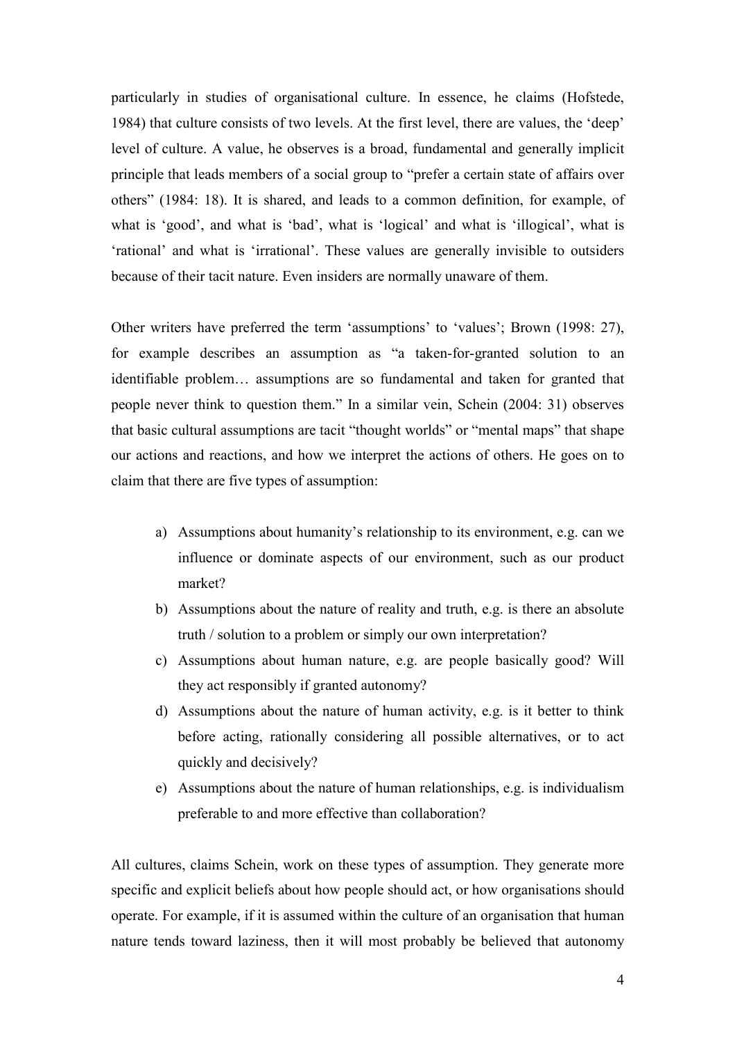particularly in studies of organisational culture. In essence, he claims (Hofstede, 1984) that culture consists of two levels. At the first level, there are values, the 'deep' level of culture. A value, he observes is a broad, fundamental and generally implicit principle that leads members of a social group to "prefer a certain state of affairs over others" (1984: 18). It is shared, and leads to a common definition, for example, of what is 'good', and what is 'bad', what is 'logical' and what is 'illogical', what is 'rational' and what is 'irrational'. These values are generally invisible to outsiders because of their tacit nature. Even insiders are normally unaware of them.

Other writers have preferred the term 'assumptions' to 'values'; Brown (1998: 27), for example describes an assumption as "a taken-for-granted solution to an identifiable problem… assumptions are so fundamental and taken for granted that people never think to question them." In a similar vein, Schein (2004: 31) observes that basic cultural assumptions are tacit "thought worlds" or "mental maps" that shape our actions and reactions, and how we interpret the actions of others. He goes on to claim that there are five types of assumption:

a) Assumptions about humanity's relationship to its environment, e.g. can we influence or dominate aspects of our environment, such as our product market?
b) Assumptions about the nature of reality and truth, e.g. is there an absolute truth / solution to a problem or simply our own interpretation?
c) Assumptions about human nature, e.g. are people basically good? Will they act responsibly if granted autonomy?
d) Assumptions about the nature of human activity, e.g. is it better to think before acting, rationally considering all possible alternatives, or to act quickly and decisively?
e) Assumptions about the nature of human relationships, e.g. is individualism preferable to and more effective than collaboration?

All cultures, claims Schein, work on these types of assumption. They generate more specific and explicit beliefs about how people should act, or how organisations should operate. For example, if it is assumed within the culture of an organisation that human nature tends toward laziness, then it will most probably be believed that autonomy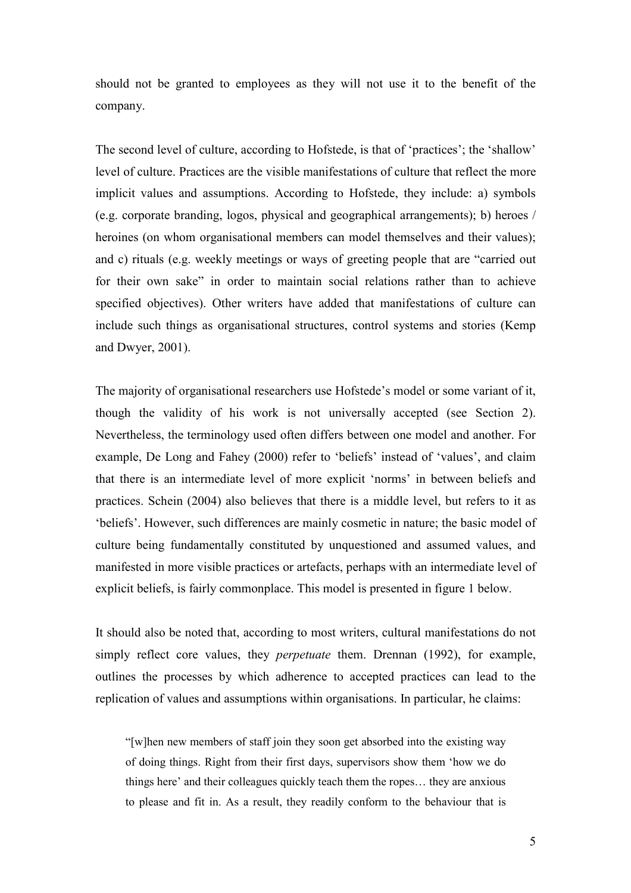should not be granted to employees as they will not use it to the benefit of the company.

The second level of culture, according to Hofstede, is that of 'practices'; the 'shallow' level of culture. Practices are the visible manifestations of culture that reflect the more implicit values and assumptions. According to Hofstede, they include: a) symbols (e.g. corporate branding, logos, physical and geographical arrangements); b) heroes / heroines (on whom organisational members can model themselves and their values); and c) rituals (e.g. weekly meetings or ways of greeting people that are "carried out for their own sake" in order to maintain social relations rather than to achieve specified objectives). Other writers have added that manifestations of culture can include such things as organisational structures, control systems and stories (Kemp and Dwyer, 2001).

The majority of organisational researchers use Hofstede's model or some variant of it, though the validity of his work is not universally accepted (see Section 2). Nevertheless, the terminology used often differs between one model and another. For example, De Long and Fahey (2000) refer to 'beliefs' instead of 'values', and claim that there is an intermediate level of more explicit 'norms' in between beliefs and practices. Schein (2004) also believes that there is a middle level, but refers to it as 'beliefs'. However, such differences are mainly cosmetic in nature; the basic model of culture being fundamentally constituted by unquestioned and assumed values, and manifested in more visible practices or artefacts, perhaps with an intermediate level of explicit beliefs, is fairly commonplace. This model is presented in figure 1 below.

It should also be noted that, according to most writers, cultural manifestations do not simply reflect core values, they *perpetuate* them. Drennan (1992), for example, outlines the processes by which adherence to accepted practices can lead to the replication of values and assumptions within organisations. In particular, he claims:

> "[w]hen new members of staff join they soon get absorbed into the existing way of doing things. Right from their first days, supervisors show them 'how we do things here' and their colleagues quickly teach them the ropes… they are anxious to please and fit in. As a result, they readily conform to the behaviour that is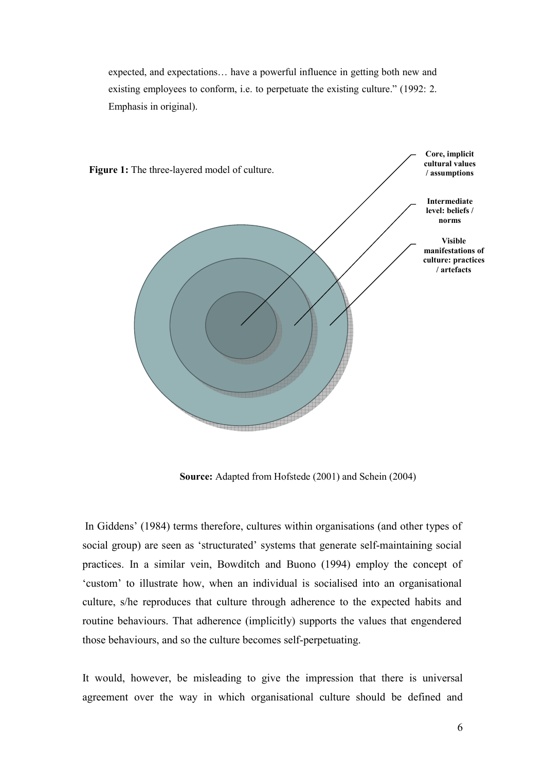expected, and expectations… have a powerful influence in getting both new and existing employees to conform, i.e. to perpetuate the existing culture." (1992: 2. Emphasis in original).

**Figure 1:** The three-layered model of culture.

**Core, implicit cultural values / assumptions**

**Intermediate level: beliefs / norms**

**Visible manifestations of culture: practices / artefacts**

**Source:** Adapted from Hofstede (2001) and Schein (2004)

In Giddens' (1984) terms therefore, cultures within organisations (and other types of social group) are seen as 'structurated' systems that generate self-maintaining social practices. In a similar vein, Bowditch and Buono (1994) employ the concept of 'custom' to illustrate how, when an individual is socialised into an organisational culture, s/he reproduces that culture through adherence to the expected habits and routine behaviours. That adherence (implicitly) supports the values that engendered those behaviours, and so the culture becomes self-perpetuating.

It would, however, be misleading to give the impression that there is universal agreement over the way in which organisational culture should be defined and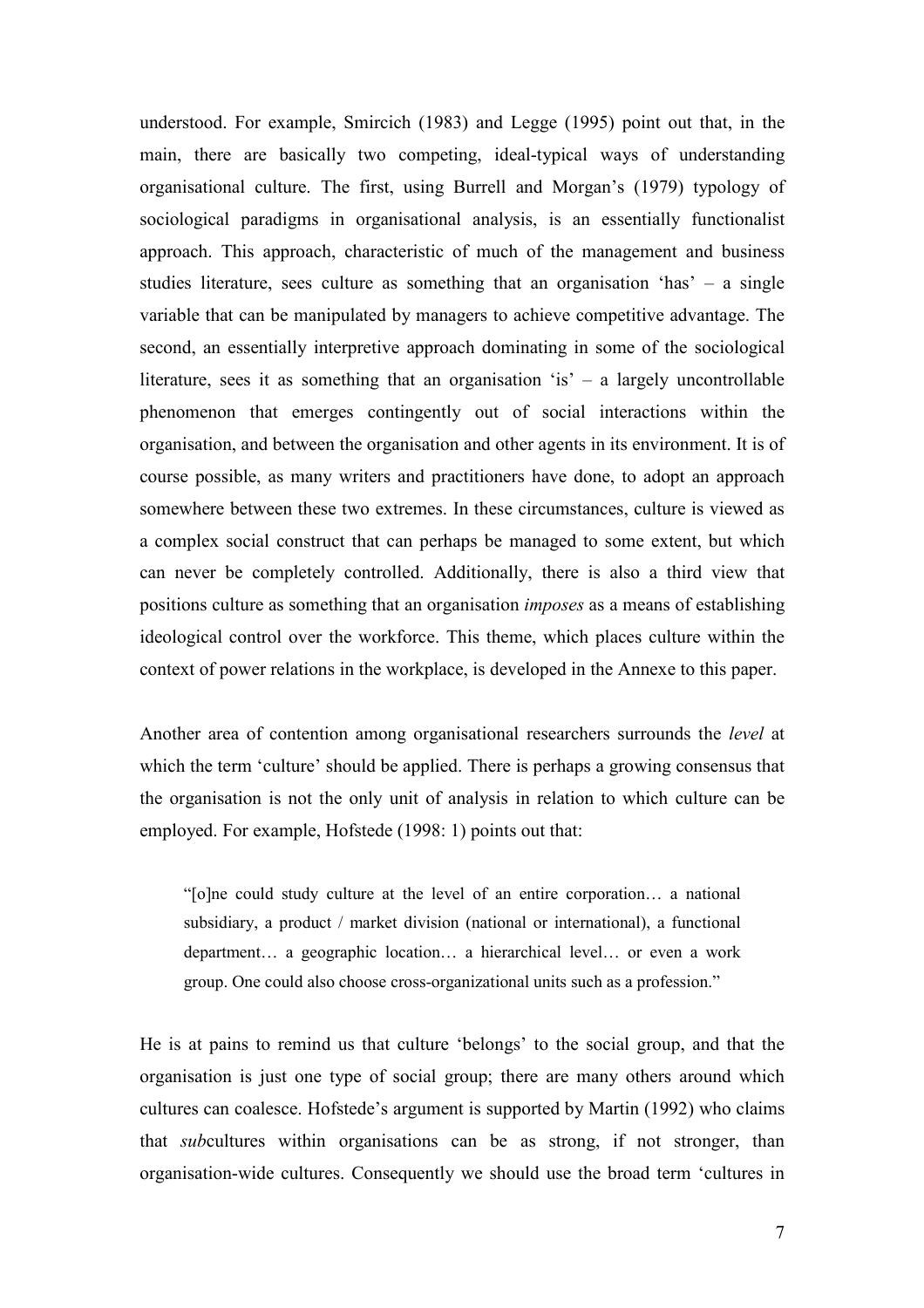understood. For example, Smircich (1983) and Legge (1995) point out that, in the main, there are basically two competing, ideal-typical ways of understanding organisational culture. The first, using Burrell and Morgan's (1979) typology of sociological paradigms in organisational analysis, is an essentially functionalist approach. This approach, characteristic of much of the management and business studies literature, sees culture as something that an organisation 'has' – a single variable that can be manipulated by managers to achieve competitive advantage. The second, an essentially interpretive approach dominating in some of the sociological literature, sees it as something that an organisation 'is' – a largely uncontrollable phenomenon that emerges contingently out of social interactions within the organisation, and between the organisation and other agents in its environment. It is of course possible, as many writers and practitioners have done, to adopt an approach somewhere between these two extremes. In these circumstances, culture is viewed as a complex social construct that can perhaps be managed to some extent, but which can never be completely controlled. Additionally, there is also a third view that positions culture as something that an organisation *imposes* as a means of establishing ideological control over the workforce. This theme, which places culture within the context of power relations in the workplace, is developed in the Annexe to this paper.

Another area of contention among organisational researchers surrounds the *level* at which the term 'culture' should be applied. There is perhaps a growing consensus that the organisation is not the only unit of analysis in relation to which culture can be employed. For example, Hofstede (1998: 1) points out that:

> "[o]ne could study culture at the level of an entire corporation… a national subsidiary, a product / market division (national or international), a functional department… a geographic location… a hierarchical level… or even a work group. One could also choose cross-organizational units such as a profession."

He is at pains to remind us that culture 'belongs' to the social group, and that the organisation is just one type of social group; there are many others around which cultures can coalesce. Hofstede's argument is supported by Martin (1992) who claims that *sub*cultures within organisations can be as strong, if not stronger, than organisation-wide cultures. Consequently we should use the broad term 'cultures in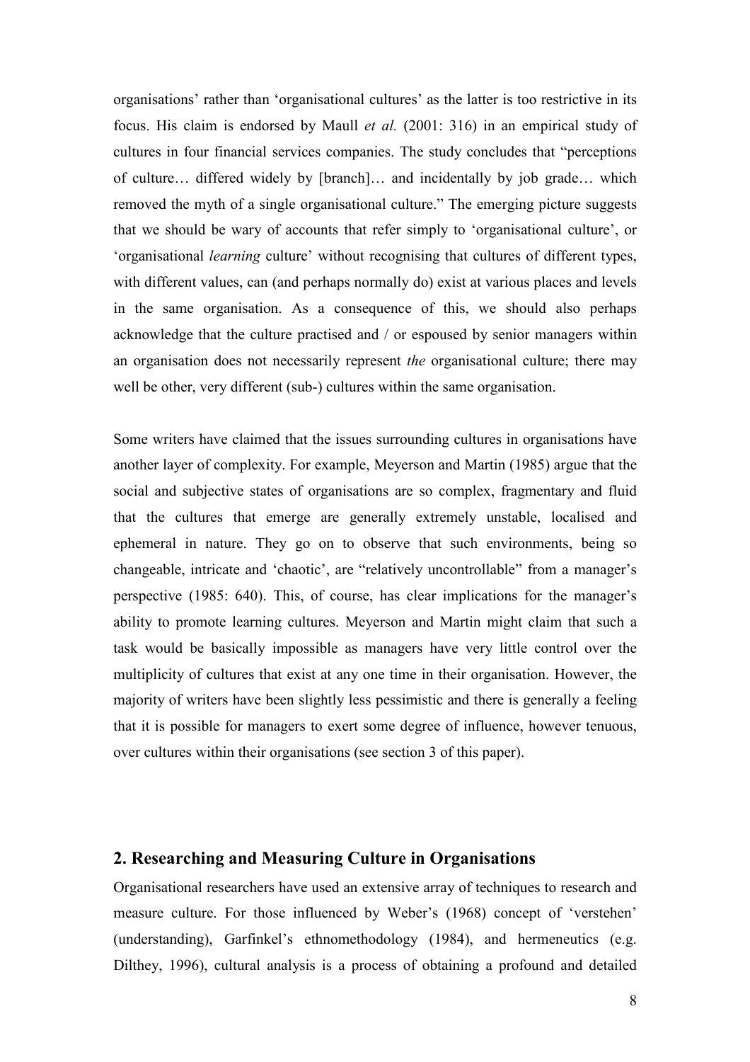organisations' rather than 'organisational cultures' as the latter is too restrictive in its focus. His claim is endorsed by Maull *et al.* (2001: 316) in an empirical study of cultures in four financial services companies. The study concludes that "perceptions of culture… differed widely by [branch]… and incidentally by job grade… which removed the myth of a single organisational culture." The emerging picture suggests that we should be wary of accounts that refer simply to 'organisational culture', or 'organisational *learning* culture' without recognising that cultures of different types, with different values, can (and perhaps normally do) exist at various places and levels in the same organisation. As a consequence of this, we should also perhaps acknowledge that the culture practised and / or espoused by senior managers within an organisation does not necessarily represent *the* organisational culture; there may well be other, very different (sub-) cultures within the same organisation.

Some writers have claimed that the issues surrounding cultures in organisations have another layer of complexity. For example, Meyerson and Martin (1985) argue that the social and subjective states of organisations are so complex, fragmentary and fluid that the cultures that emerge are generally extremely unstable, localised and ephemeral in nature. They go on to observe that such environments, being so changeable, intricate and 'chaotic', are "relatively uncontrollable" from a manager's perspective (1985: 640). This, of course, has clear implications for the manager's ability to promote learning cultures. Meyerson and Martin might claim that such a task would be basically impossible as managers have very little control over the multiplicity of cultures that exist at any one time in their organisation. However, the majority of writers have been slightly less pessimistic and there is generally a feeling that it is possible for managers to exert some degree of influence, however tenuous, over cultures within their organisations (see section 3 of this paper).

## 2. Researching and Measuring Culture in Organisations

Organisational researchers have used an extensive array of techniques to research and measure culture. For those influenced by Weber's (1968) concept of 'verstehen' (understanding), Garfinkel's ethnomethodology (1984), and hermeneutics (e.g. Dilthey, 1996), cultural analysis is a process of obtaining a profound and detailed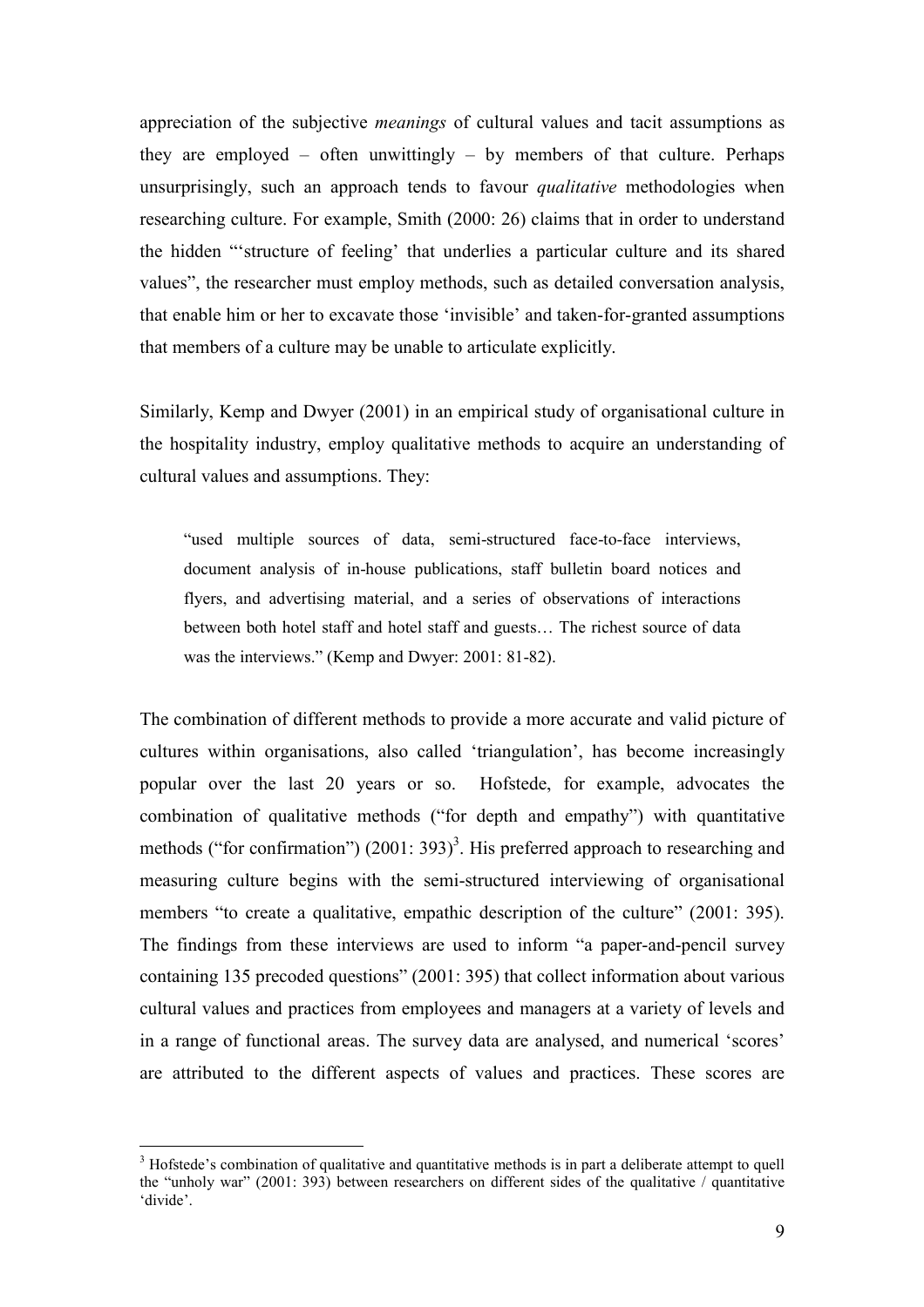appreciation of the subjective *meanings* of cultural values and tacit assumptions as they are employed – often unwittingly – by members of that culture. Perhaps unsurprisingly, such an approach tends to favour *qualitative* methodologies when researching culture. For example, Smith (2000: 26) claims that in order to understand the hidden "'structure of feeling' that underlies a particular culture and its shared values", the researcher must employ methods, such as detailed conversation analysis, that enable him or her to excavate those 'invisible' and taken-for-granted assumptions that members of a culture may be unable to articulate explicitly.

Similarly, Kemp and Dwyer (2001) in an empirical study of organisational culture in the hospitality industry, employ qualitative methods to acquire an understanding of cultural values and assumptions. They:

> "used multiple sources of data, semi-structured face-to-face interviews, document analysis of in-house publications, staff bulletin board notices and flyers, and advertising material, and a series of observations of interactions between both hotel staff and hotel staff and guests… The richest source of data was the interviews." (Kemp and Dwyer: 2001: 81-82).

The combination of different methods to provide a more accurate and valid picture of cultures within organisations, also called 'triangulation', has become increasingly popular over the last 20 years or so. Hofstede, for example, advocates the combination of qualitative methods ("for depth and empathy") with quantitative methods ("for confirmation") (2001: 393)[3]. His preferred approach to researching and measuring culture begins with the semi-structured interviewing of organisational members "to create a qualitative, empathic description of the culture" (2001: 395). The findings from these interviews are used to inform "a paper-and-pencil survey containing 135 precoded questions" (2001: 395) that collect information about various cultural values and practices from employees and managers at a variety of levels and in a range of functional areas. The survey data are analysed, and numerical 'scores' are attributed to the different aspects of values and practices. These scores are

[3] Hofstede's combination of qualitative and quantitative methods is in part a deliberate attempt to quell the "unholy war" (2001: 393) between researchers on different sides of the qualitative / quantitative 'divide'.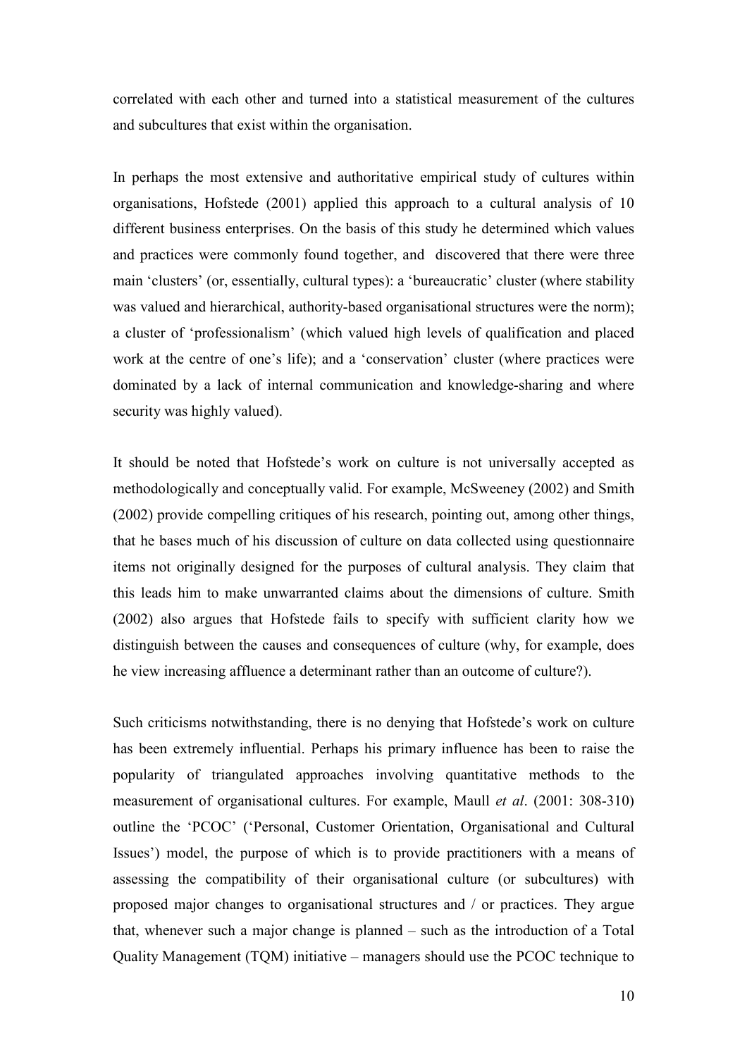correlated with each other and turned into a statistical measurement of the cultures and subcultures that exist within the organisation.

In perhaps the most extensive and authoritative empirical study of cultures within organisations, Hofstede (2001) applied this approach to a cultural analysis of 10 different business enterprises. On the basis of this study he determined which values and practices were commonly found together, and discovered that there were three main 'clusters' (or, essentially, cultural types): a 'bureaucratic' cluster (where stability was valued and hierarchical, authority-based organisational structures were the norm); a cluster of 'professionalism' (which valued high levels of qualification and placed work at the centre of one's life); and a 'conservation' cluster (where practices were dominated by a lack of internal communication and knowledge-sharing and where security was highly valued).

It should be noted that Hofstede's work on culture is not universally accepted as methodologically and conceptually valid. For example, McSweeney (2002) and Smith (2002) provide compelling critiques of his research, pointing out, among other things, that he bases much of his discussion of culture on data collected using questionnaire items not originally designed for the purposes of cultural analysis. They claim that this leads him to make unwarranted claims about the dimensions of culture. Smith (2002) also argues that Hofstede fails to specify with sufficient clarity how we distinguish between the causes and consequences of culture (why, for example, does he view increasing affluence a determinant rather than an outcome of culture?).

Such criticisms notwithstanding, there is no denying that Hofstede's work on culture has been extremely influential. Perhaps his primary influence has been to raise the popularity of triangulated approaches involving quantitative methods to the measurement of organisational cultures. For example, Maull *et al*. (2001: 308-310) outline the 'PCOC' ('Personal, Customer Orientation, Organisational and Cultural Issues') model, the purpose of which is to provide practitioners with a means of assessing the compatibility of their organisational culture (or subcultures) with proposed major changes to organisational structures and / or practices. They argue that, whenever such a major change is planned – such as the introduction of a Total Quality Management (TQM) initiative – managers should use the PCOC technique to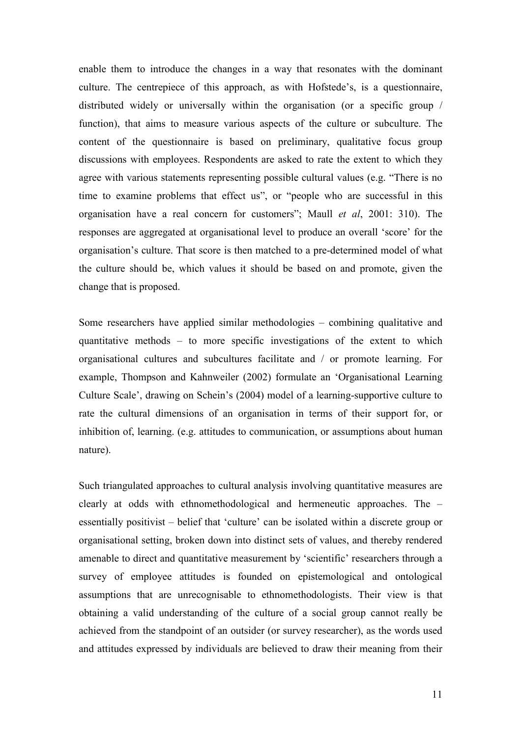enable them to introduce the changes in a way that resonates with the dominant culture. The centrepiece of this approach, as with Hofstede's, is a questionnaire, distributed widely or universally within the organisation (or a specific group / function), that aims to measure various aspects of the culture or subculture. The content of the questionnaire is based on preliminary, qualitative focus group discussions with employees. Respondents are asked to rate the extent to which they agree with various statements representing possible cultural values (e.g. "There is no time to examine problems that effect us", or "people who are successful in this organisation have a real concern for customers"; Maull *et al*, 2001: 310). The responses are aggregated at organisational level to produce an overall 'score' for the organisation's culture. That score is then matched to a pre-determined model of what the culture should be, which values it should be based on and promote, given the change that is proposed.

Some researchers have applied similar methodologies – combining qualitative and quantitative methods – to more specific investigations of the extent to which organisational cultures and subcultures facilitate and / or promote learning. For example, Thompson and Kahnweiler (2002) formulate an 'Organisational Learning Culture Scale', drawing on Schein's (2004) model of a learning-supportive culture to rate the cultural dimensions of an organisation in terms of their support for, or inhibition of, learning. (e.g. attitudes to communication, or assumptions about human nature).

Such triangulated approaches to cultural analysis involving quantitative measures are clearly at odds with ethnomethodological and hermeneutic approaches. The – essentially positivist – belief that 'culture' can be isolated within a discrete group or organisational setting, broken down into distinct sets of values, and thereby rendered amenable to direct and quantitative measurement by 'scientific' researchers through a survey of employee attitudes is founded on epistemological and ontological assumptions that are unrecognisable to ethnomethodologists. Their view is that obtaining a valid understanding of the culture of a social group cannot really be achieved from the standpoint of an outsider (or survey researcher), as the words used and attitudes expressed by individuals are believed to draw their meaning from their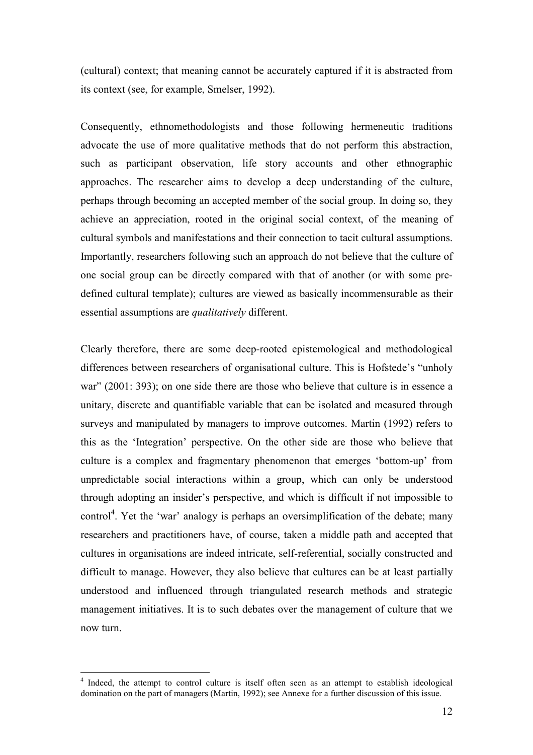(cultural) context; that meaning cannot be accurately captured if it is abstracted from its context (see, for example, Smelser, 1992).

Consequently, ethnomethodologists and those following hermeneutic traditions advocate the use of more qualitative methods that do not perform this abstraction, such as participant observation, life story accounts and other ethnographic approaches. The researcher aims to develop a deep understanding of the culture, perhaps through becoming an accepted member of the social group. In doing so, they achieve an appreciation, rooted in the original social context, of the meaning of cultural symbols and manifestations and their connection to tacit cultural assumptions. Importantly, researchers following such an approach do not believe that the culture of one social group can be directly compared with that of another (or with some pre-defined cultural template); cultures are viewed as basically incommensurable as their essential assumptions are *qualitatively* different.

Clearly therefore, there are some deep-rooted epistemological and methodological differences between researchers of organisational culture. This is Hofstede's "unholy war" (2001: 393); on one side there are those who believe that culture is in essence a unitary, discrete and quantifiable variable that can be isolated and measured through surveys and manipulated by managers to improve outcomes. Martin (1992) refers to this as the 'Integration' perspective. On the other side are those who believe that culture is a complex and fragmentary phenomenon that emerges 'bottom-up' from unpredictable social interactions within a group, which can only be understood through adopting an insider's perspective, and which is difficult if not impossible to control[4]. Yet the 'war' analogy is perhaps an oversimplification of the debate; many researchers and practitioners have, of course, taken a middle path and accepted that cultures in organisations are indeed intricate, self-referential, socially constructed and difficult to manage. However, they also believe that cultures can be at least partially understood and influenced through triangulated research methods and strategic management initiatives. It is to such debates over the management of culture that we now turn.

---

[4] Indeed, the attempt to control culture is itself often seen as an attempt to establish ideological domination on the part of managers (Martin, 1992); see Annexe for a further discussion of this issue.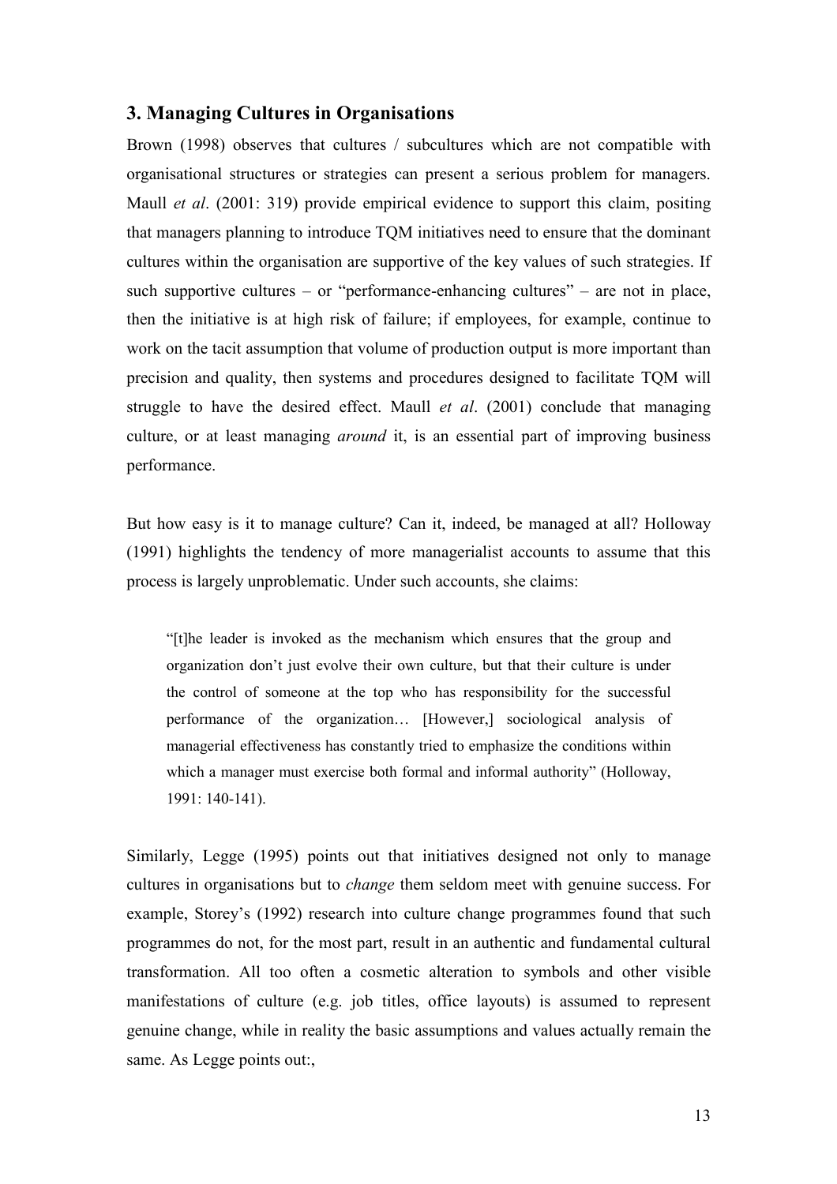## 3. Managing Cultures in Organisations

Brown (1998) observes that cultures / subcultures which are not compatible with organisational structures or strategies can present a serious problem for managers. Maull *et al*. (2001: 319) provide empirical evidence to support this claim, positing that managers planning to introduce TQM initiatives need to ensure that the dominant cultures within the organisation are supportive of the key values of such strategies. If such supportive cultures – or "performance-enhancing cultures" – are not in place, then the initiative is at high risk of failure; if employees, for example, continue to work on the tacit assumption that volume of production output is more important than precision and quality, then systems and procedures designed to facilitate TQM will struggle to have the desired effect. Maull *et al*. (2001) conclude that managing culture, or at least managing *around* it, is an essential part of improving business performance.

But how easy is it to manage culture? Can it, indeed, be managed at all? Holloway (1991) highlights the tendency of more managerialist accounts to assume that this process is largely unproblematic. Under such accounts, she claims:

> "[t]he leader is invoked as the mechanism which ensures that the group and organization don't just evolve their own culture, but that their culture is under the control of someone at the top who has responsibility for the successful performance of the organization… [However,] sociological analysis of managerial effectiveness has constantly tried to emphasize the conditions within which a manager must exercise both formal and informal authority" (Holloway, 1991: 140-141).

Similarly, Legge (1995) points out that initiatives designed not only to manage cultures in organisations but to *change* them seldom meet with genuine success. For example, Storey's (1992) research into culture change programmes found that such programmes do not, for the most part, result in an authentic and fundamental cultural transformation. All too often a cosmetic alteration to symbols and other visible manifestations of culture (e.g. job titles, office layouts) is assumed to represent genuine change, while in reality the basic assumptions and values actually remain the same. As Legge points out:,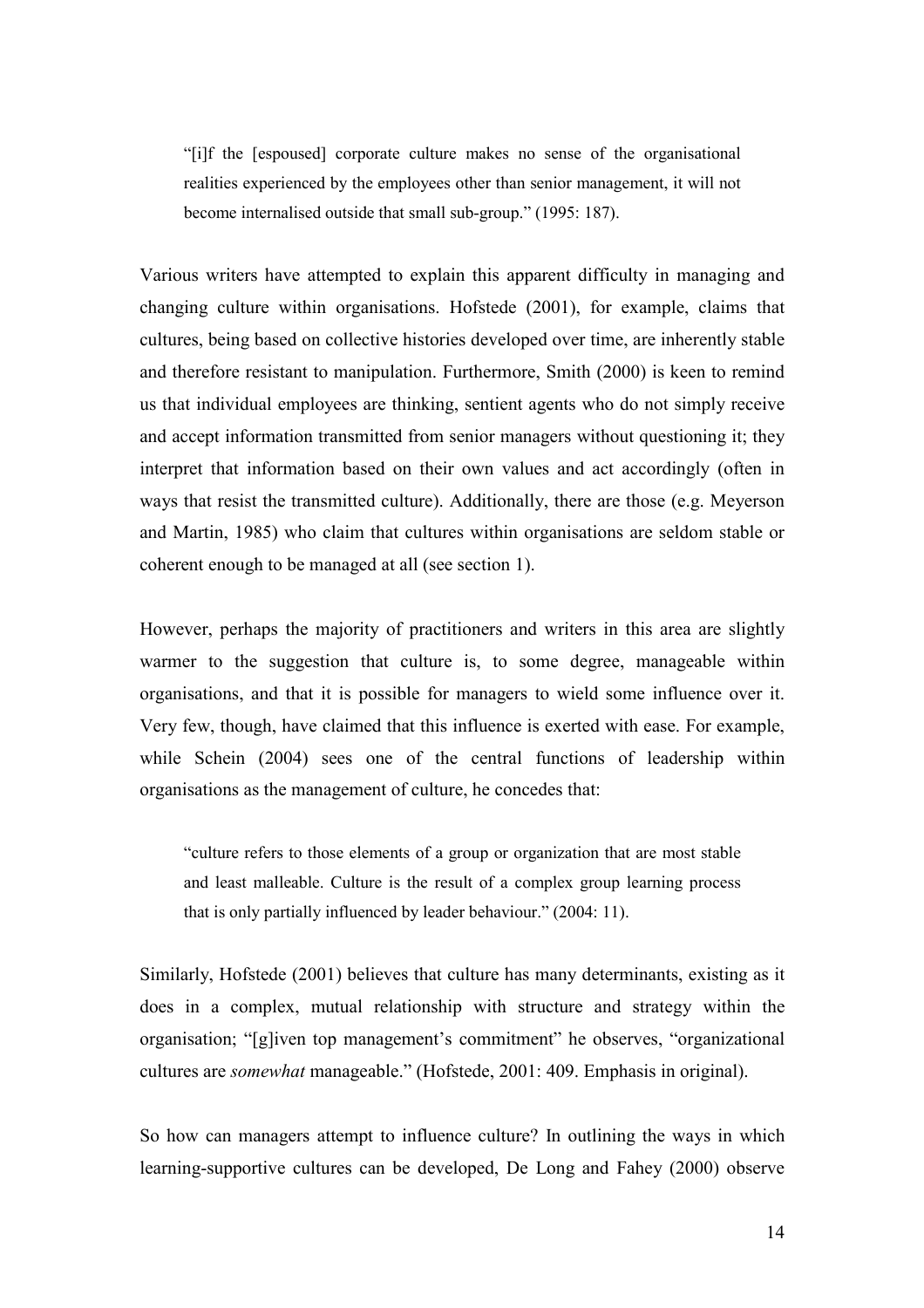> "[i]f the [espoused] corporate culture makes no sense of the organisational realities experienced by the employees other than senior management, it will not become internalised outside that small sub-group." (1995: 187).

Various writers have attempted to explain this apparent difficulty in managing and changing culture within organisations. Hofstede (2001), for example, claims that cultures, being based on collective histories developed over time, are inherently stable and therefore resistant to manipulation. Furthermore, Smith (2000) is keen to remind us that individual employees are thinking, sentient agents who do not simply receive and accept information transmitted from senior managers without questioning it; they interpret that information based on their own values and act accordingly (often in ways that resist the transmitted culture). Additionally, there are those (e.g. Meyerson and Martin, 1985) who claim that cultures within organisations are seldom stable or coherent enough to be managed at all (see section 1).

However, perhaps the majority of practitioners and writers in this area are slightly warmer to the suggestion that culture is, to some degree, manageable within organisations, and that it is possible for managers to wield some influence over it. Very few, though, have claimed that this influence is exerted with ease. For example, while Schein (2004) sees one of the central functions of leadership within organisations as the management of culture, he concedes that:

> "culture refers to those elements of a group or organization that are most stable and least malleable. Culture is the result of a complex group learning process that is only partially influenced by leader behaviour." (2004: 11).

Similarly, Hofstede (2001) believes that culture has many determinants, existing as it does in a complex, mutual relationship with structure and strategy within the organisation; "[g]iven top management's commitment" he observes, "organizational cultures are *somewhat* manageable." (Hofstede, 2001: 409. Emphasis in original).

So how can managers attempt to influence culture? In outlining the ways in which learning-supportive cultures can be developed, De Long and Fahey (2000) observe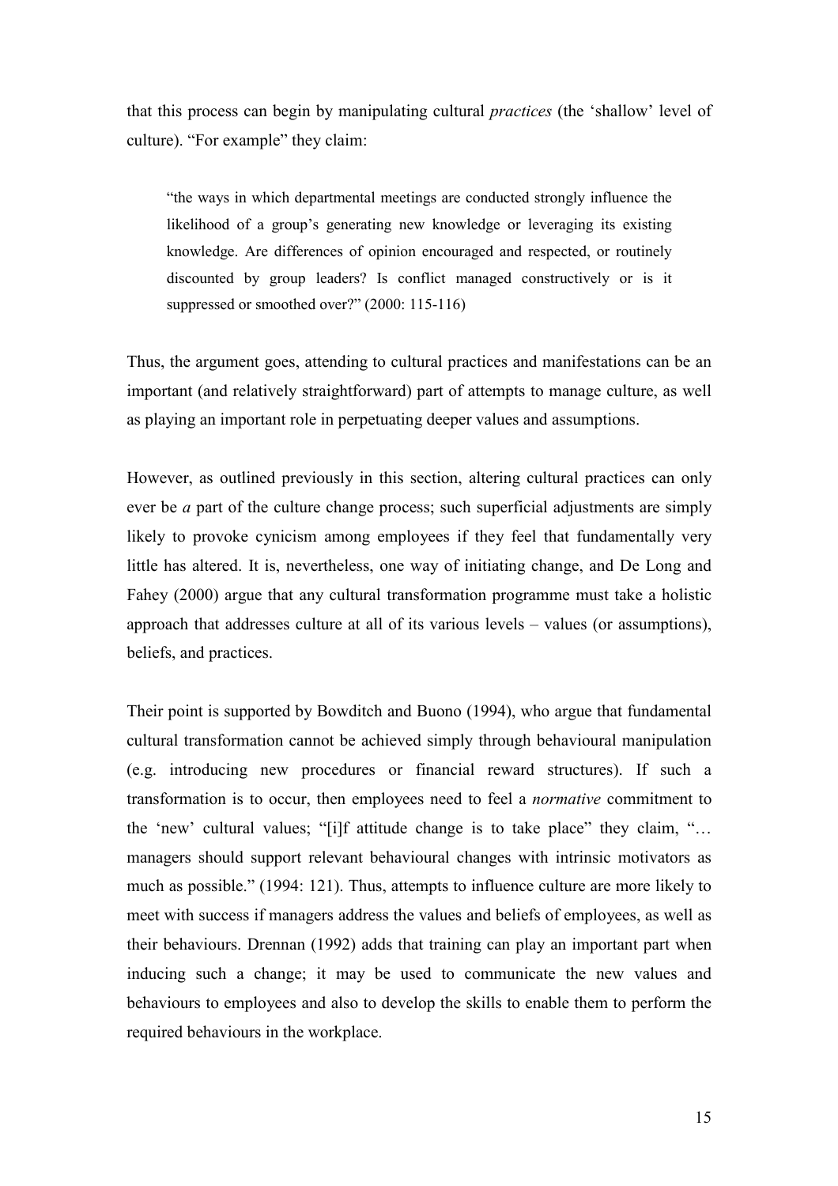that this process can begin by manipulating cultural *practices* (the 'shallow' level of culture). "For example" they claim:

> "the ways in which departmental meetings are conducted strongly influence the likelihood of a group's generating new knowledge or leveraging its existing knowledge. Are differences of opinion encouraged and respected, or routinely discounted by group leaders? Is conflict managed constructively or is it suppressed or smoothed over?" (2000: 115-116)

Thus, the argument goes, attending to cultural practices and manifestations can be an important (and relatively straightforward) part of attempts to manage culture, as well as playing an important role in perpetuating deeper values and assumptions.

However, as outlined previously in this section, altering cultural practices can only ever be *a* part of the culture change process; such superficial adjustments are simply likely to provoke cynicism among employees if they feel that fundamentally very little has altered. It is, nevertheless, one way of initiating change, and De Long and Fahey (2000) argue that any cultural transformation programme must take a holistic approach that addresses culture at all of its various levels – values (or assumptions), beliefs, and practices.

Their point is supported by Bowditch and Buono (1994), who argue that fundamental cultural transformation cannot be achieved simply through behavioural manipulation (e.g. introducing new procedures or financial reward structures). If such a transformation is to occur, then employees need to feel a *normative* commitment to the 'new' cultural values; "[i]f attitude change is to take place" they claim, "… managers should support relevant behavioural changes with intrinsic motivators as much as possible." (1994: 121). Thus, attempts to influence culture are more likely to meet with success if managers address the values and beliefs of employees, as well as their behaviours. Drennan (1992) adds that training can play an important part when inducing such a change; it may be used to communicate the new values and behaviours to employees and also to develop the skills to enable them to perform the required behaviours in the workplace.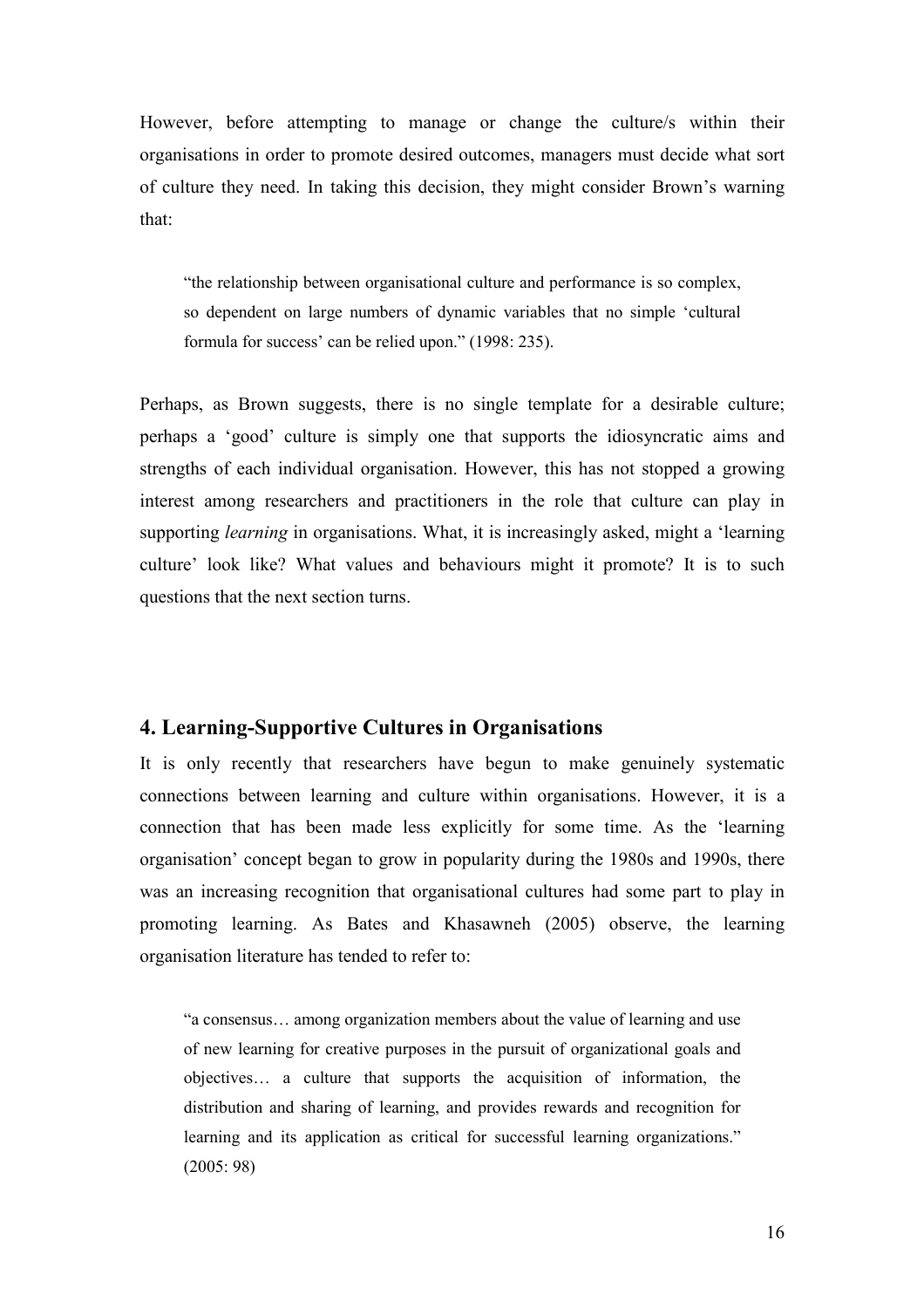However, before attempting to manage or change the culture/s within their organisations in order to promote desired outcomes, managers must decide what sort of culture they need. In taking this decision, they might consider Brown's warning that:

> "the relationship between organisational culture and performance is so complex, so dependent on large numbers of dynamic variables that no simple 'cultural formula for success' can be relied upon." (1998: 235).

Perhaps, as Brown suggests, there is no single template for a desirable culture; perhaps a 'good' culture is simply one that supports the idiosyncratic aims and strengths of each individual organisation. However, this has not stopped a growing interest among researchers and practitioners in the role that culture can play in supporting *learning* in organisations. What, it is increasingly asked, might a 'learning culture' look like? What values and behaviours might it promote? It is to such questions that the next section turns.

## 4. Learning-Supportive Cultures in Organisations

It is only recently that researchers have begun to make genuinely systematic connections between learning and culture within organisations. However, it is a connection that has been made less explicitly for some time. As the 'learning organisation' concept began to grow in popularity during the 1980s and 1990s, there was an increasing recognition that organisational cultures had some part to play in promoting learning. As Bates and Khasawneh (2005) observe, the learning organisation literature has tended to refer to:

> "a consensus… among organization members about the value of learning and use of new learning for creative purposes in the pursuit of organizational goals and objectives… a culture that supports the acquisition of information, the distribution and sharing of learning, and provides rewards and recognition for learning and its application as critical for successful learning organizations." (2005: 98)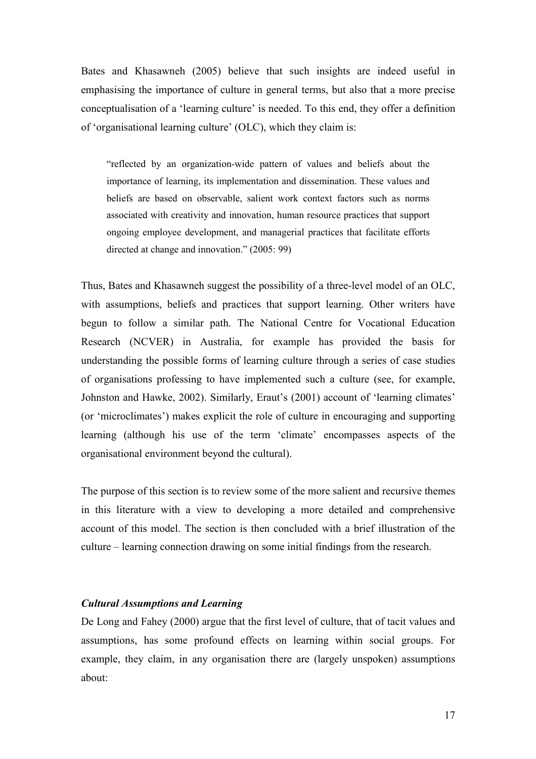Bates and Khasawneh (2005) believe that such insights are indeed useful in emphasising the importance of culture in general terms, but also that a more precise conceptualisation of a 'learning culture' is needed. To this end, they offer a definition of 'organisational learning culture' (OLC), which they claim is:

> "reflected by an organization-wide pattern of values and beliefs about the importance of learning, its implementation and dissemination. These values and beliefs are based on observable, salient work context factors such as norms associated with creativity and innovation, human resource practices that support ongoing employee development, and managerial practices that facilitate efforts directed at change and innovation." (2005: 99)

Thus, Bates and Khasawneh suggest the possibility of a three-level model of an OLC, with assumptions, beliefs and practices that support learning. Other writers have begun to follow a similar path. The National Centre for Vocational Education Research (NCVER) in Australia, for example has provided the basis for understanding the possible forms of learning culture through a series of case studies of organisations professing to have implemented such a culture (see, for example, Johnston and Hawke, 2002). Similarly, Eraut's (2001) account of 'learning climates' (or 'microclimates') makes explicit the role of culture in encouraging and supporting learning (although his use of the term 'climate' encompasses aspects of the organisational environment beyond the cultural).

The purpose of this section is to review some of the more salient and recursive themes in this literature with a view to developing a more detailed and comprehensive account of this model. The section is then concluded with a brief illustration of the culture – learning connection drawing on some initial findings from the research.

### *Cultural Assumptions and Learning*

De Long and Fahey (2000) argue that the first level of culture, that of tacit values and assumptions, has some profound effects on learning within social groups. For example, they claim, in any organisation there are (largely unspoken) assumptions about: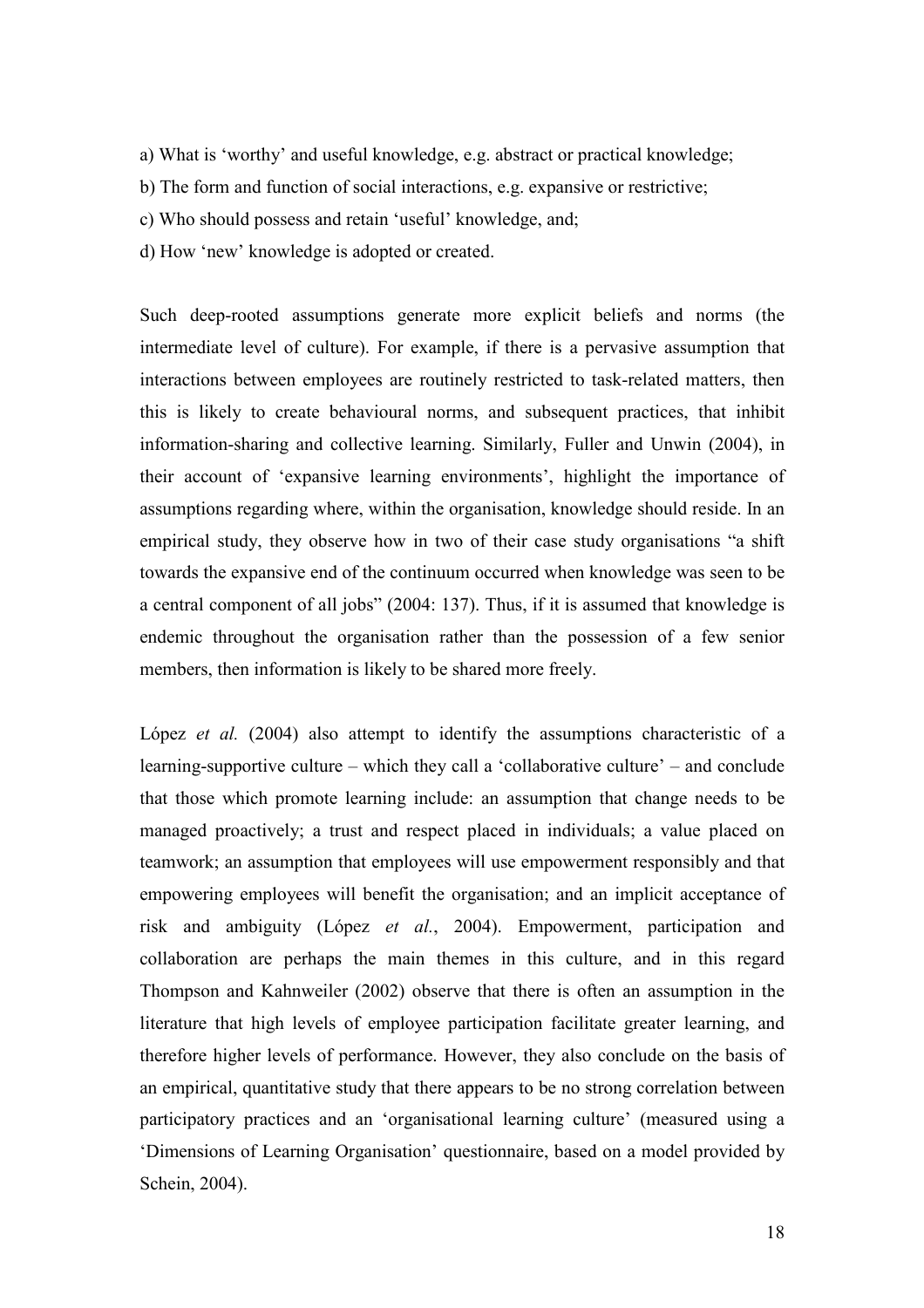a) What is 'worthy' and useful knowledge, e.g. abstract or practical knowledge;

b) The form and function of social interactions, e.g. expansive or restrictive;

c) Who should possess and retain 'useful' knowledge, and;

d) How 'new' knowledge is adopted or created.

Such deep-rooted assumptions generate more explicit beliefs and norms (the intermediate level of culture). For example, if there is a pervasive assumption that interactions between employees are routinely restricted to task-related matters, then this is likely to create behavioural norms, and subsequent practices, that inhibit information-sharing and collective learning. Similarly, Fuller and Unwin (2004), in their account of 'expansive learning environments', highlight the importance of assumptions regarding where, within the organisation, knowledge should reside. In an empirical study, they observe how in two of their case study organisations "a shift towards the expansive end of the continuum occurred when knowledge was seen to be a central component of all jobs" (2004: 137). Thus, if it is assumed that knowledge is endemic throughout the organisation rather than the possession of a few senior members, then information is likely to be shared more freely.

López *et al.* (2004) also attempt to identify the assumptions characteristic of a learning-supportive culture – which they call a 'collaborative culture' – and conclude that those which promote learning include: an assumption that change needs to be managed proactively; a trust and respect placed in individuals; a value placed on teamwork; an assumption that employees will use empowerment responsibly and that empowering employees will benefit the organisation; and an implicit acceptance of risk and ambiguity (López *et al.*, 2004). Empowerment, participation and collaboration are perhaps the main themes in this culture, and in this regard Thompson and Kahnweiler (2002) observe that there is often an assumption in the literature that high levels of employee participation facilitate greater learning, and therefore higher levels of performance. However, they also conclude on the basis of an empirical, quantitative study that there appears to be no strong correlation between participatory practices and an 'organisational learning culture' (measured using a 'Dimensions of Learning Organisation' questionnaire, based on a model provided by Schein, 2004).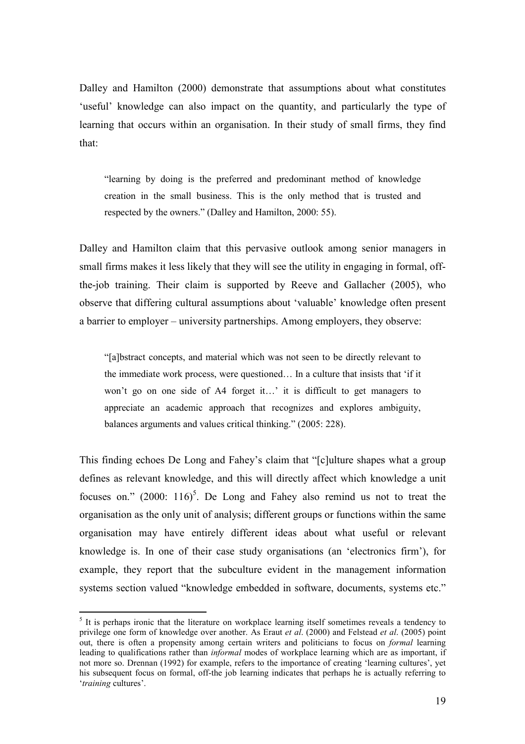Dalley and Hamilton (2000) demonstrate that assumptions about what constitutes 'useful' knowledge can also impact on the quantity, and particularly the type of learning that occurs within an organisation. In their study of small firms, they find that:

> "learning by doing is the preferred and predominant method of knowledge creation in the small business. This is the only method that is trusted and respected by the owners." (Dalley and Hamilton, 2000: 55).

Dalley and Hamilton claim that this pervasive outlook among senior managers in small firms makes it less likely that they will see the utility in engaging in formal, off-the-job training. Their claim is supported by Reeve and Gallacher (2005), who observe that differing cultural assumptions about 'valuable' knowledge often present a barrier to employer – university partnerships. Among employers, they observe:

> "[a]bstract concepts, and material which was not seen to be directly relevant to the immediate work process, were questioned… In a culture that insists that 'if it won't go on one side of A4 forget it…' it is difficult to get managers to appreciate an academic approach that recognizes and explores ambiguity, balances arguments and values critical thinking." (2005: 228).

This finding echoes De Long and Fahey's claim that "[c]ulture shapes what a group defines as relevant knowledge, and this will directly affect which knowledge a unit focuses on." (2000: 116)[5]. De Long and Fahey also remind us not to treat the organisation as the only unit of analysis; different groups or functions within the same organisation may have entirely different ideas about what useful or relevant knowledge is. In one of their case study organisations (an 'electronics firm'), for example, they report that the subculture evident in the management information systems section valued "knowledge embedded in software, documents, systems etc."

---

[5] It is perhaps ironic that the literature on workplace learning itself sometimes reveals a tendency to privilege one form of knowledge over another. As Eraut *et al*. (2000) and Felstead *et al*. (2005) point out, there is often a propensity among certain writers and politicians to focus on *formal* learning leading to qualifications rather than *informal* modes of workplace learning which are as important, if not more so. Drennan (1992) for example, refers to the importance of creating 'learning cultures', yet his subsequent focus on formal, off-the job learning indicates that perhaps he is actually referring to '*training* cultures'.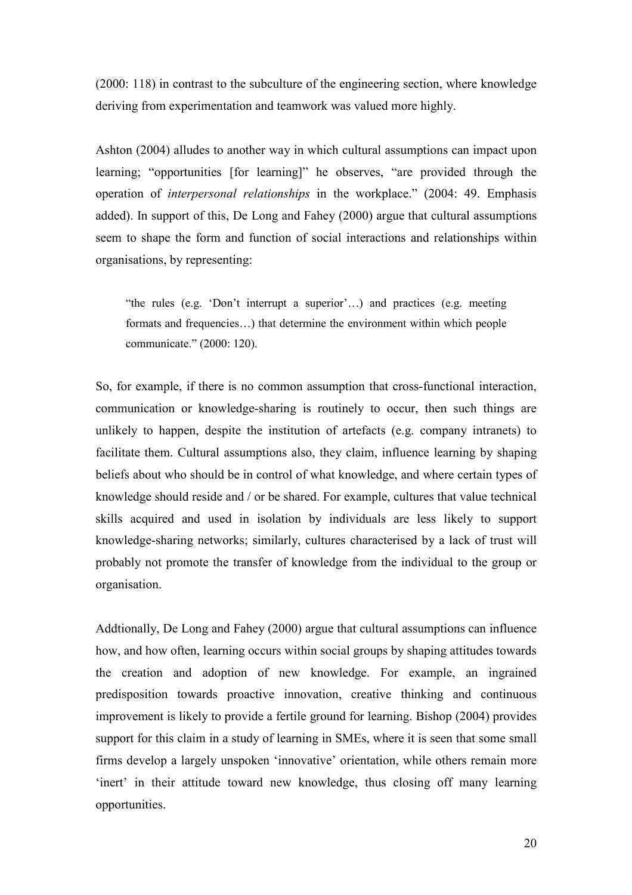(2000: 118) in contrast to the subculture of the engineering section, where knowledge deriving from experimentation and teamwork was valued more highly.

Ashton (2004) alludes to another way in which cultural assumptions can impact upon learning; "opportunities [for learning]" he observes, "are provided through the operation of *interpersonal relationships* in the workplace." (2004: 49. Emphasis added). In support of this, De Long and Fahey (2000) argue that cultural assumptions seem to shape the form and function of social interactions and relationships within organisations, by representing:

> "the rules (e.g. 'Don't interrupt a superior'…) and practices (e.g. meeting formats and frequencies…) that determine the environment within which people communicate." (2000: 120).

So, for example, if there is no common assumption that cross-functional interaction, communication or knowledge-sharing is routinely to occur, then such things are unlikely to happen, despite the institution of artefacts (e.g. company intranets) to facilitate them. Cultural assumptions also, they claim, influence learning by shaping beliefs about who should be in control of what knowledge, and where certain types of knowledge should reside and / or be shared. For example, cultures that value technical skills acquired and used in isolation by individuals are less likely to support knowledge-sharing networks; similarly, cultures characterised by a lack of trust will probably not promote the transfer of knowledge from the individual to the group or organisation.

Addtionally, De Long and Fahey (2000) argue that cultural assumptions can influence how, and how often, learning occurs within social groups by shaping attitudes towards the creation and adoption of new knowledge. For example, an ingrained predisposition towards proactive innovation, creative thinking and continuous improvement is likely to provide a fertile ground for learning. Bishop (2004) provides support for this claim in a study of learning in SMEs, where it is seen that some small firms develop a largely unspoken 'innovative' orientation, while others remain more 'inert' in their attitude toward new knowledge, thus closing off many learning opportunities.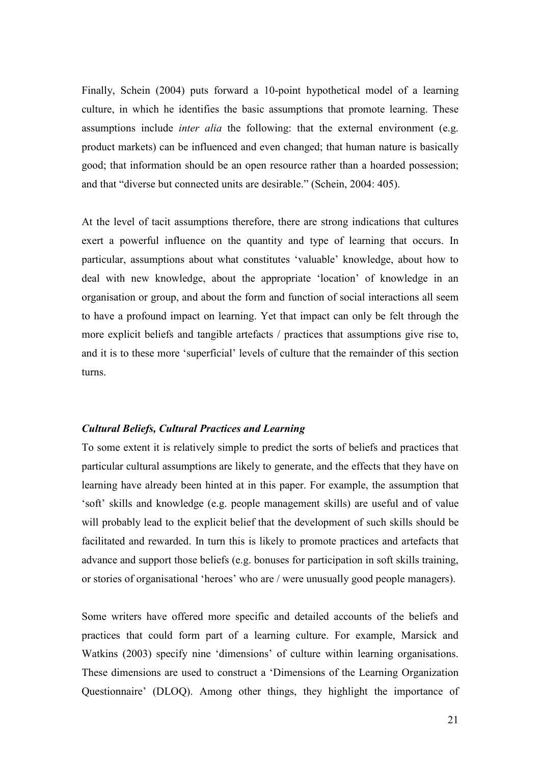Finally, Schein (2004) puts forward a 10-point hypothetical model of a learning culture, in which he identifies the basic assumptions that promote learning. These assumptions include *inter alia* the following: that the external environment (e.g. product markets) can be influenced and even changed; that human nature is basically good; that information should be an open resource rather than a hoarded possession; and that "diverse but connected units are desirable." (Schein, 2004: 405).

At the level of tacit assumptions therefore, there are strong indications that cultures exert a powerful influence on the quantity and type of learning that occurs. In particular, assumptions about what constitutes 'valuable' knowledge, about how to deal with new knowledge, about the appropriate 'location' of knowledge in an organisation or group, and about the form and function of social interactions all seem to have a profound impact on learning. Yet that impact can only be felt through the more explicit beliefs and tangible artefacts / practices that assumptions give rise to, and it is to these more 'superficial' levels of culture that the remainder of this section turns.

### *Cultural Beliefs, Cultural Practices and Learning*

To some extent it is relatively simple to predict the sorts of beliefs and practices that particular cultural assumptions are likely to generate, and the effects that they have on learning have already been hinted at in this paper. For example, the assumption that 'soft' skills and knowledge (e.g. people management skills) are useful and of value will probably lead to the explicit belief that the development of such skills should be facilitated and rewarded. In turn this is likely to promote practices and artefacts that advance and support those beliefs (e.g. bonuses for participation in soft skills training, or stories of organisational 'heroes' who are / were unusually good people managers).

Some writers have offered more specific and detailed accounts of the beliefs and practices that could form part of a learning culture. For example, Marsick and Watkins (2003) specify nine 'dimensions' of culture within learning organisations. These dimensions are used to construct a 'Dimensions of the Learning Organization Questionnaire' (DLOQ). Among other things, they highlight the importance of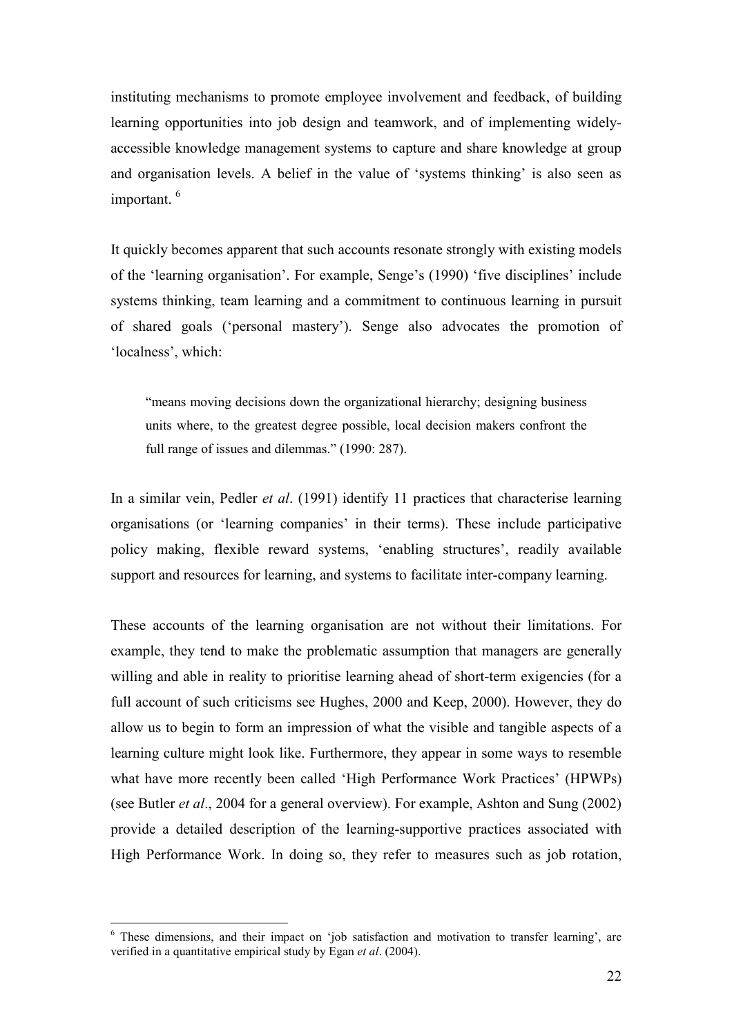instituting mechanisms to promote employee involvement and feedback, of building learning opportunities into job design and teamwork, and of implementing widely-accessible knowledge management systems to capture and share knowledge at group and organisation levels. A belief in the value of 'systems thinking' is also seen as important. [6]

It quickly becomes apparent that such accounts resonate strongly with existing models of the 'learning organisation'. For example, Senge's (1990) 'five disciplines' include systems thinking, team learning and a commitment to continuous learning in pursuit of shared goals ('personal mastery'). Senge also advocates the promotion of 'localness', which:

> "means moving decisions down the organizational hierarchy; designing business units where, to the greatest degree possible, local decision makers confront the full range of issues and dilemmas." (1990: 287).

In a similar vein, Pedler *et al*. (1991) identify 11 practices that characterise learning organisations (or 'learning companies' in their terms). These include participative policy making, flexible reward systems, 'enabling structures', readily available support and resources for learning, and systems to facilitate inter-company learning.

These accounts of the learning organisation are not without their limitations. For example, they tend to make the problematic assumption that managers are generally willing and able in reality to prioritise learning ahead of short-term exigencies (for a full account of such criticisms see Hughes, 2000 and Keep, 2000). However, they do allow us to begin to form an impression of what the visible and tangible aspects of a learning culture might look like. Furthermore, they appear in some ways to resemble what have more recently been called 'High Performance Work Practices' (HPWPs) (see Butler *et al*., 2004 for a general overview). For example, Ashton and Sung (2002) provide a detailed description of the learning-supportive practices associated with High Performance Work. In doing so, they refer to measures such as job rotation,

---

[6] These dimensions, and their impact on 'job satisfaction and motivation to transfer learning', are verified in a quantitative empirical study by Egan *et al*. (2004).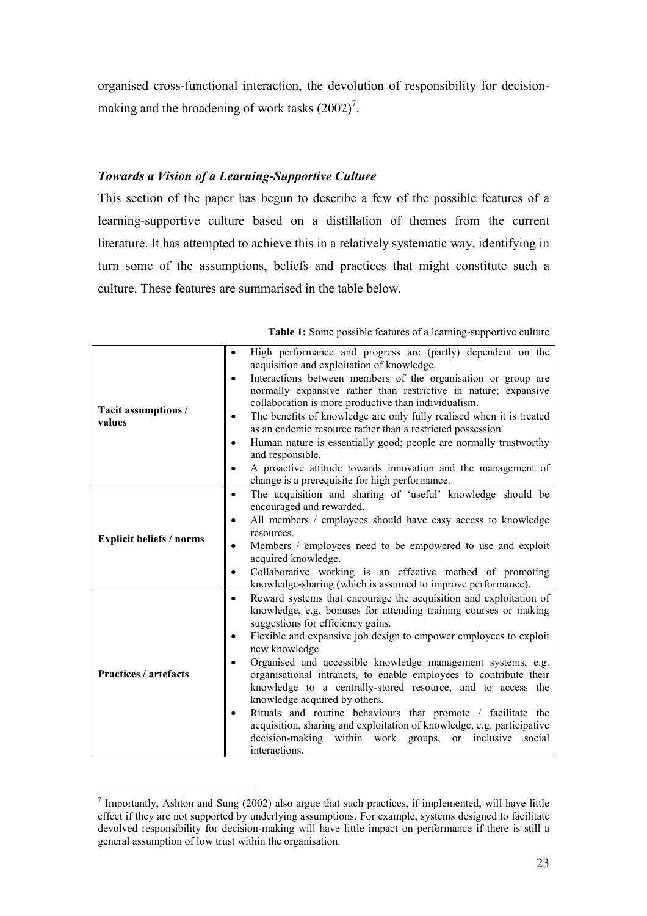organised cross-functional interaction, the devolution of responsibility for decision-making and the broadening of work tasks (2002)[7].

### *Towards a Vision of a Learning-Supportive Culture*

This section of the paper has begun to describe a few of the possible features of a learning-supportive culture based on a distillation of themes from the current literature. It has attempted to achieve this in a relatively systematic way, identifying in turn some of the assumptions, beliefs and practices that might constitute such a culture. These features are summarised in the table below.

**Table 1:** Some possible features of a learning-supportive culture

| | |
|---|---|
| **Tacit assumptions / values** | • High performance and progress are (partly) dependent on the acquisition and exploitation of knowledge.<br>• Interactions between members of the organisation or group are normally expansive rather than restrictive in nature; expansive collaboration is more productive than individualism.<br>• The benefits of knowledge are only fully realised when it is treated as an endemic resource rather than a restricted possession.<br>• Human nature is essentially good; people are normally trustworthy and responsible.<br>• A proactive attitude towards innovation and the management of change is a prerequisite for high performance. |
| **Explicit beliefs / norms** | • The acquisition and sharing of 'useful' knowledge should be encouraged and rewarded.<br>• All members / employees should have easy access to knowledge resources.<br>• Members / employees need to be empowered to use and exploit acquired knowledge.<br>• Collaborative working is an effective method of promoting knowledge-sharing (which is assumed to improve performance). |
| **Practices / artefacts** | • Reward systems that encourage the acquisition and exploitation of knowledge, e.g. bonuses for attending training courses or making suggestions for efficiency gains.<br>• Flexible and expansive job design to empower employees to exploit new knowledge.<br>• Organised and accessible knowledge management systems, e.g. organisational intranets, to enable employees to contribute their knowledge to a centrally-stored resource, and to access the knowledge acquired by others.<br>• Rituals and routine behaviours that promote / facilitate the acquisition, sharing and exploitation of knowledge, e.g. participative decision-making within work groups, or inclusive social interactions. |

[7] Importantly, Ashton and Sung (2002) also argue that such practices, if implemented, will have little effect if they are not supported by underlying assumptions. For example, systems designed to facilitate devolved responsibility for decision-making will have little impact on performance if there is still a general assumption of low trust within the organisation.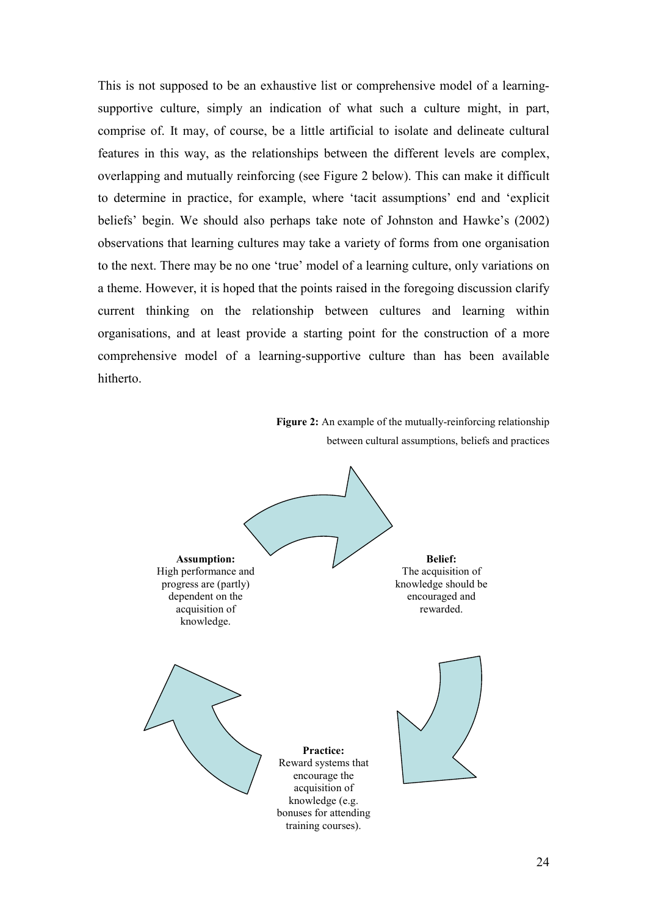This is not supposed to be an exhaustive list or comprehensive model of a learning-supportive culture, simply an indication of what such a culture might, in part, comprise of. It may, of course, be a little artificial to isolate and delineate cultural features in this way, as the relationships between the different levels are complex, overlapping and mutually reinforcing (see Figure 2 below). This can make it difficult to determine in practice, for example, where 'tacit assumptions' end and 'explicit beliefs' begin. We should also perhaps take note of Johnston and Hawke's (2002) observations that learning cultures may take a variety of forms from one organisation to the next. There may be no one 'true' model of a learning culture, only variations on a theme. However, it is hoped that the points raised in the foregoing discussion clarify current thinking on the relationship between cultures and learning within organisations, and at least provide a starting point for the construction of a more comprehensive model of a learning-supportive culture than has been available hitherto.

**Figure 2:** An example of the mutually-reinforcing relationship between cultural assumptions, beliefs and practices

**Assumption:**
High performance and progress are (partly) dependent on the acquisition of knowledge.

**Belief:**
The acquisition of knowledge should be encouraged and rewarded.

**Practice:**
Reward systems that encourage the acquisition of knowledge (e.g. bonuses for attending training courses).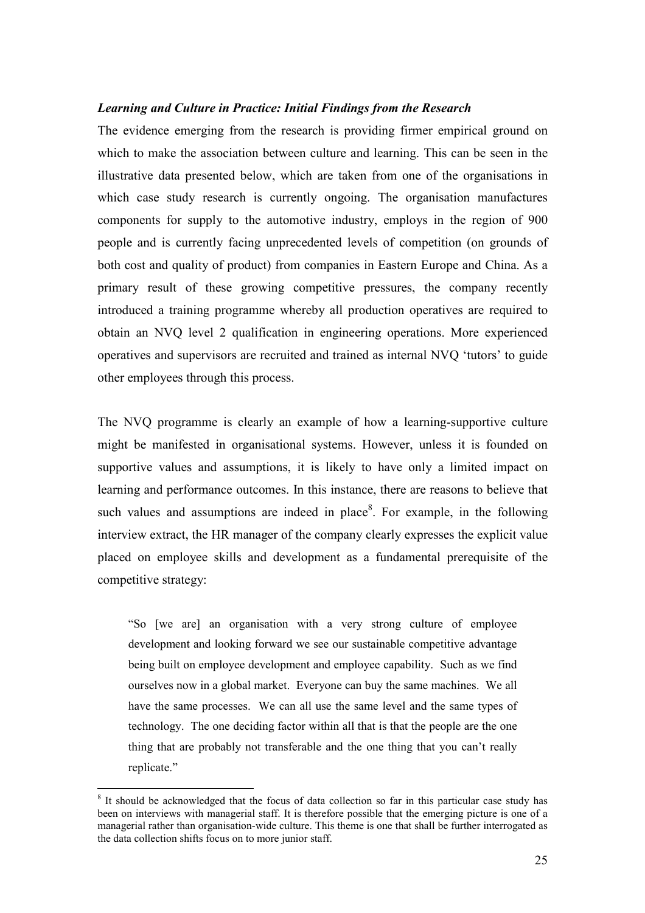***Learning and Culture in Practice: Initial Findings from the Research***

The evidence emerging from the research is providing firmer empirical ground on which to make the association between culture and learning. This can be seen in the illustrative data presented below, which are taken from one of the organisations in which case study research is currently ongoing. The organisation manufactures components for supply to the automotive industry, employs in the region of 900 people and is currently facing unprecedented levels of competition (on grounds of both cost and quality of product) from companies in Eastern Europe and China. As a primary result of these growing competitive pressures, the company recently introduced a training programme whereby all production operatives are required to obtain an NVQ level 2 qualification in engineering operations. More experienced operatives and supervisors are recruited and trained as internal NVQ 'tutors' to guide other employees through this process.

The NVQ programme is clearly an example of how a learning-supportive culture might be manifested in organisational systems. However, unless it is founded on supportive values and assumptions, it is likely to have only a limited impact on learning and performance outcomes. In this instance, there are reasons to believe that such values and assumptions are indeed in place[8]. For example, in the following interview extract, the HR manager of the company clearly expresses the explicit value placed on employee skills and development as a fundamental prerequisite of the competitive strategy:

> "So [we are] an organisation with a very strong culture of employee development and looking forward we see our sustainable competitive advantage being built on employee development and employee capability. Such as we find ourselves now in a global market. Everyone can buy the same machines. We all have the same processes. We can all use the same level and the same types of technology. The one deciding factor within all that is that the people are the one thing that are probably not transferable and the one thing that you can't really replicate."

[8] It should be acknowledged that the focus of data collection so far in this particular case study has been on interviews with managerial staff. It is therefore possible that the emerging picture is one of a managerial rather than organisation-wide culture. This theme is one that shall be further interrogated as the data collection shifts focus on to more junior staff.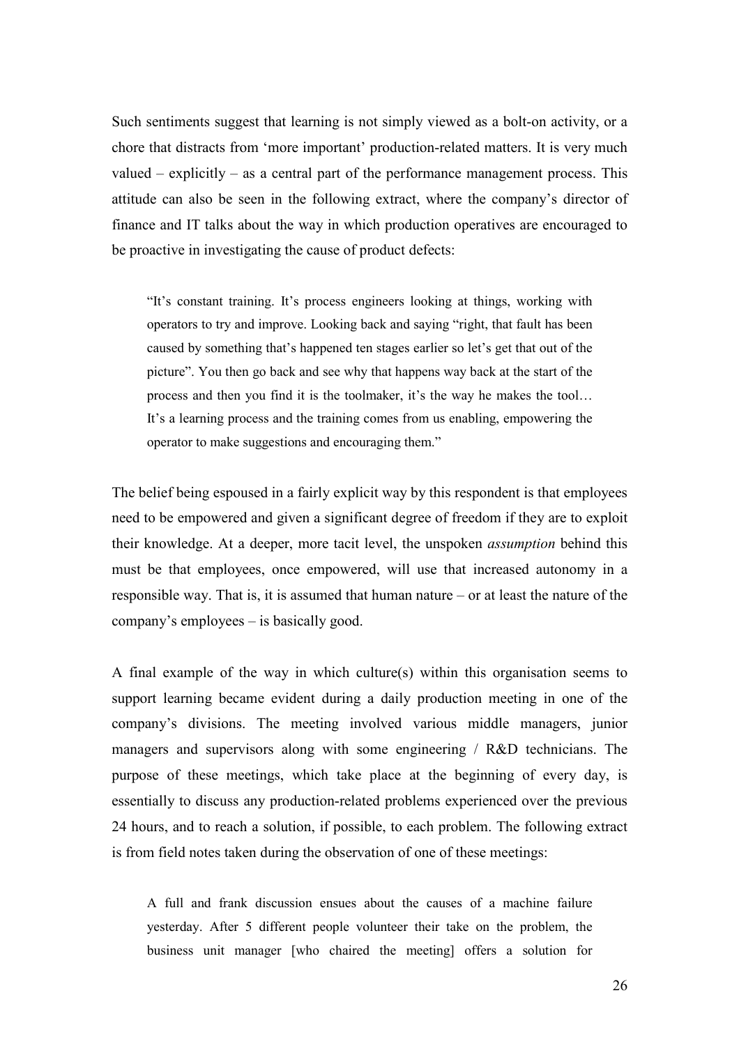Such sentiments suggest that learning is not simply viewed as a bolt-on activity, or a chore that distracts from 'more important' production-related matters. It is very much valued – explicitly – as a central part of the performance management process. This attitude can also be seen in the following extract, where the company's director of finance and IT talks about the way in which production operatives are encouraged to be proactive in investigating the cause of product defects:

> "It's constant training. It's process engineers looking at things, working with operators to try and improve. Looking back and saying "right, that fault has been caused by something that's happened ten stages earlier so let's get that out of the picture". You then go back and see why that happens way back at the start of the process and then you find it is the toolmaker, it's the way he makes the tool… It's a learning process and the training comes from us enabling, empowering the operator to make suggestions and encouraging them."

The belief being espoused in a fairly explicit way by this respondent is that employees need to be empowered and given a significant degree of freedom if they are to exploit their knowledge. At a deeper, more tacit level, the unspoken *assumption* behind this must be that employees, once empowered, will use that increased autonomy in a responsible way. That is, it is assumed that human nature – or at least the nature of the company's employees – is basically good.

A final example of the way in which culture(s) within this organisation seems to support learning became evident during a daily production meeting in one of the company's divisions. The meeting involved various middle managers, junior managers and supervisors along with some engineering / R&D technicians. The purpose of these meetings, which take place at the beginning of every day, is essentially to discuss any production-related problems experienced over the previous 24 hours, and to reach a solution, if possible, to each problem. The following extract is from field notes taken during the observation of one of these meetings:

> A full and frank discussion ensues about the causes of a machine failure yesterday. After 5 different people volunteer their take on the problem, the business unit manager [who chaired the meeting] offers a solution for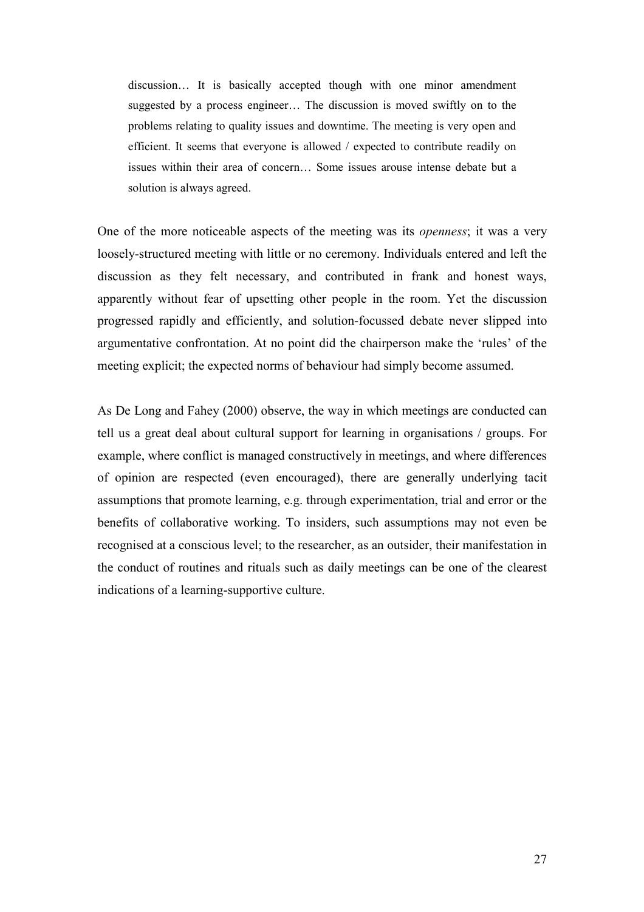> discussion… It is basically accepted though with one minor amendment suggested by a process engineer… The discussion is moved swiftly on to the problems relating to quality issues and downtime. The meeting is very open and efficient. It seems that everyone is allowed / expected to contribute readily on issues within their area of concern… Some issues arouse intense debate but a solution is always agreed.

One of the more noticeable aspects of the meeting was its *openness*; it was a very loosely-structured meeting with little or no ceremony. Individuals entered and left the discussion as they felt necessary, and contributed in frank and honest ways, apparently without fear of upsetting other people in the room. Yet the discussion progressed rapidly and efficiently, and solution-focussed debate never slipped into argumentative confrontation. At no point did the chairperson make the 'rules' of the meeting explicit; the expected norms of behaviour had simply become assumed.

As De Long and Fahey (2000) observe, the way in which meetings are conducted can tell us a great deal about cultural support for learning in organisations / groups. For example, where conflict is managed constructively in meetings, and where differences of opinion are respected (even encouraged), there are generally underlying tacit assumptions that promote learning, e.g. through experimentation, trial and error or the benefits of collaborative working. To insiders, such assumptions may not even be recognised at a conscious level; to the researcher, as an outsider, their manifestation in the conduct of routines and rituals such as daily meetings can be one of the clearest indications of a learning-supportive culture.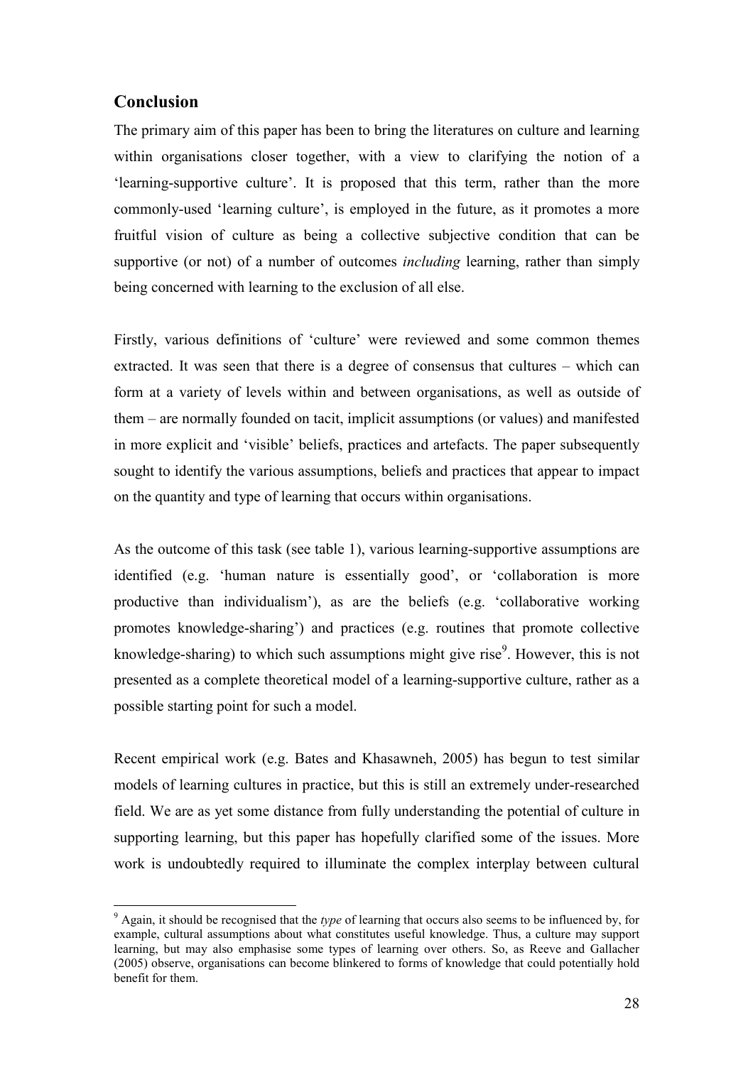## Conclusion

The primary aim of this paper has been to bring the literatures on culture and learning within organisations closer together, with a view to clarifying the notion of a 'learning-supportive culture'. It is proposed that this term, rather than the more commonly-used 'learning culture', is employed in the future, as it promotes a more fruitful vision of culture as being a collective subjective condition that can be supportive (or not) of a number of outcomes *including* learning, rather than simply being concerned with learning to the exclusion of all else.

Firstly, various definitions of 'culture' were reviewed and some common themes extracted. It was seen that there is a degree of consensus that cultures – which can form at a variety of levels within and between organisations, as well as outside of them – are normally founded on tacit, implicit assumptions (or values) and manifested in more explicit and 'visible' beliefs, practices and artefacts. The paper subsequently sought to identify the various assumptions, beliefs and practices that appear to impact on the quantity and type of learning that occurs within organisations.

As the outcome of this task (see table 1), various learning-supportive assumptions are identified (e.g. 'human nature is essentially good', or 'collaboration is more productive than individualism'), as are the beliefs (e.g. 'collaborative working promotes knowledge-sharing') and practices (e.g. routines that promote collective knowledge-sharing) to which such assumptions might give rise[9]. However, this is not presented as a complete theoretical model of a learning-supportive culture, rather as a possible starting point for such a model.

Recent empirical work (e.g. Bates and Khasawneh, 2005) has begun to test similar models of learning cultures in practice, but this is still an extremely under-researched field. We are as yet some distance from fully understanding the potential of culture in supporting learning, but this paper has hopefully clarified some of the issues. More work is undoubtedly required to illuminate the complex interplay between cultural

[9] Again, it should be recognised that the *type* of learning that occurs also seems to be influenced by, for example, cultural assumptions about what constitutes useful knowledge. Thus, a culture may support learning, but may also emphasise some types of learning over others. So, as Reeve and Gallacher (2005) observe, organisations can become blinkered to forms of knowledge that could potentially hold benefit for them.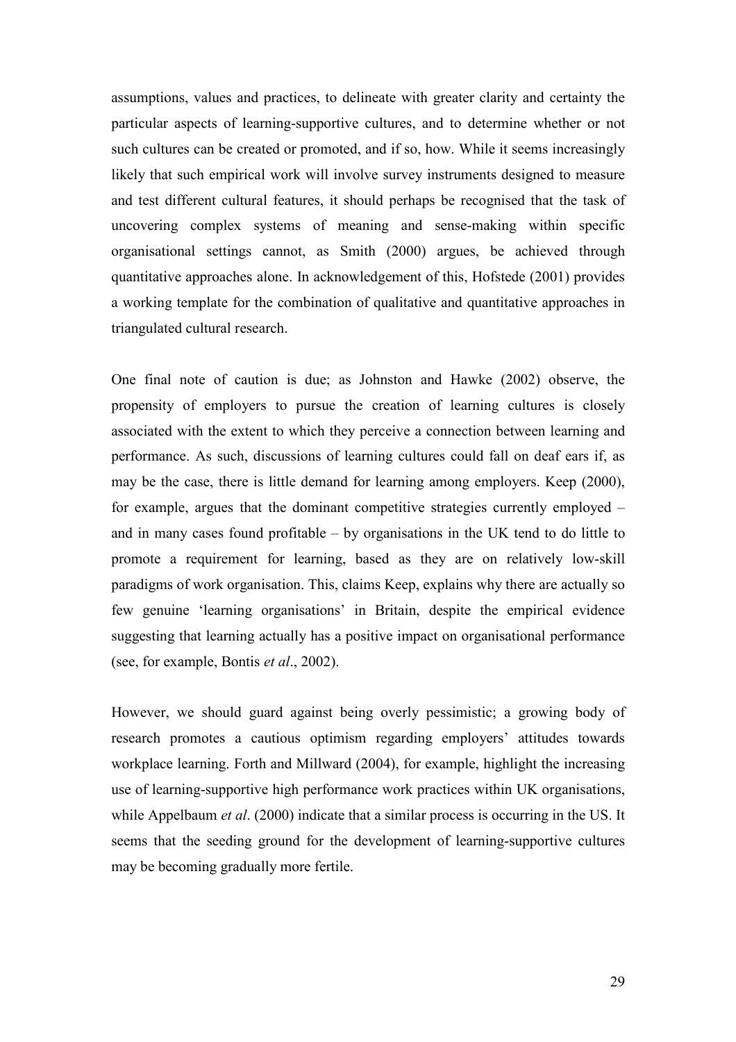assumptions, values and practices, to delineate with greater clarity and certainty the particular aspects of learning-supportive cultures, and to determine whether or not such cultures can be created or promoted, and if so, how. While it seems increasingly likely that such empirical work will involve survey instruments designed to measure and test different cultural features, it should perhaps be recognised that the task of uncovering complex systems of meaning and sense-making within specific organisational settings cannot, as Smith (2000) argues, be achieved through quantitative approaches alone. In acknowledgement of this, Hofstede (2001) provides a working template for the combination of qualitative and quantitative approaches in triangulated cultural research.

One final note of caution is due; as Johnston and Hawke (2002) observe, the propensity of employers to pursue the creation of learning cultures is closely associated with the extent to which they perceive a connection between learning and performance. As such, discussions of learning cultures could fall on deaf ears if, as may be the case, there is little demand for learning among employers. Keep (2000), for example, argues that the dominant competitive strategies currently employed – and in many cases found profitable – by organisations in the UK tend to do little to promote a requirement for learning, based as they are on relatively low-skill paradigms of work organisation. This, claims Keep, explains why there are actually so few genuine 'learning organisations' in Britain, despite the empirical evidence suggesting that learning actually has a positive impact on organisational performance (see, for example, Bontis *et al*., 2002).

However, we should guard against being overly pessimistic; a growing body of research promotes a cautious optimism regarding employers' attitudes towards workplace learning. Forth and Millward (2004), for example, highlight the increasing use of learning-supportive high performance work practices within UK organisations, while Appelbaum *et al*. (2000) indicate that a similar process is occurring in the US. It seems that the seeding ground for the development of learning-supportive cultures may be becoming gradually more fertile.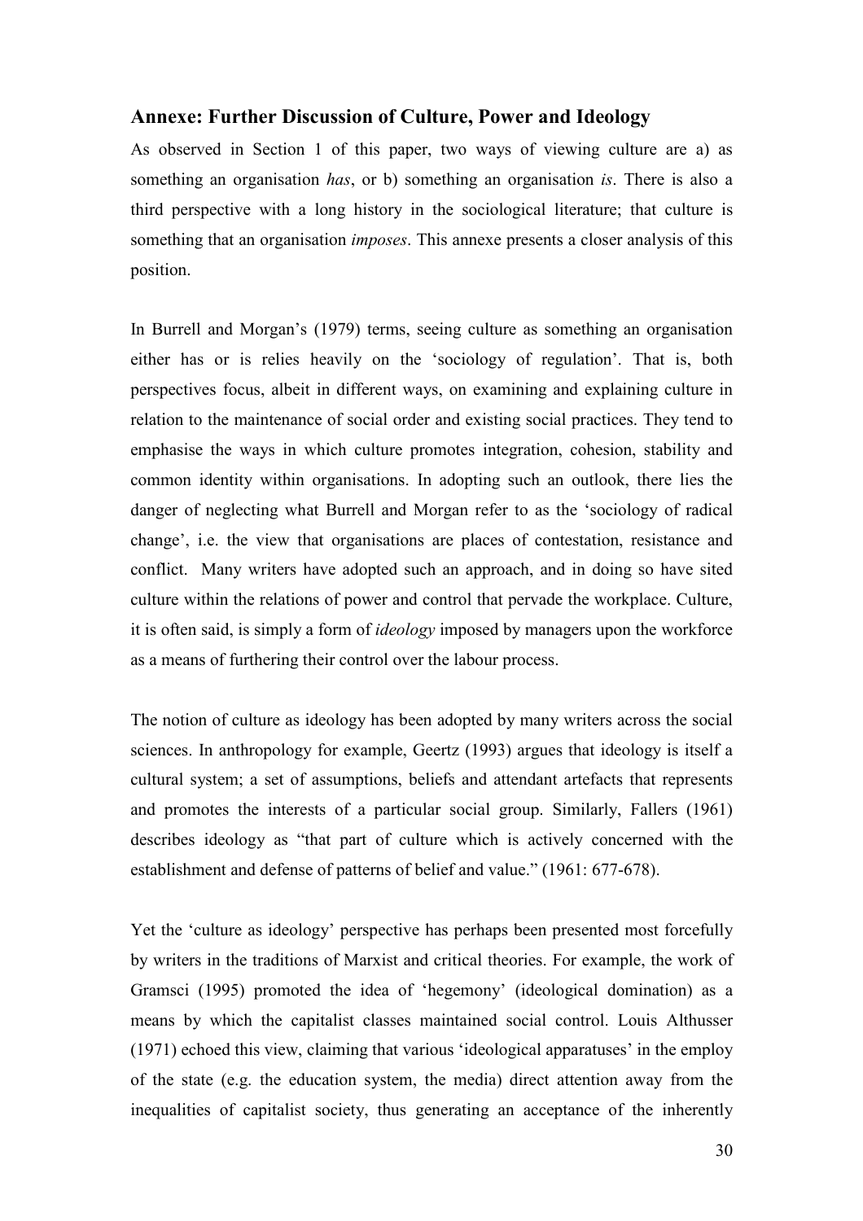## Annexe: Further Discussion of Culture, Power and Ideology

As observed in Section 1 of this paper, two ways of viewing culture are a) as something an organisation *has*, or b) something an organisation *is*. There is also a third perspective with a long history in the sociological literature; that culture is something that an organisation *imposes*. This annexe presents a closer analysis of this position.

In Burrell and Morgan's (1979) terms, seeing culture as something an organisation either has or is relies heavily on the 'sociology of regulation'. That is, both perspectives focus, albeit in different ways, on examining and explaining culture in relation to the maintenance of social order and existing social practices. They tend to emphasise the ways in which culture promotes integration, cohesion, stability and common identity within organisations. In adopting such an outlook, there lies the danger of neglecting what Burrell and Morgan refer to as the 'sociology of radical change', i.e. the view that organisations are places of contestation, resistance and conflict. Many writers have adopted such an approach, and in doing so have sited culture within the relations of power and control that pervade the workplace. Culture, it is often said, is simply a form of *ideology* imposed by managers upon the workforce as a means of furthering their control over the labour process.

The notion of culture as ideology has been adopted by many writers across the social sciences. In anthropology for example, Geertz (1993) argues that ideology is itself a cultural system; a set of assumptions, beliefs and attendant artefacts that represents and promotes the interests of a particular social group. Similarly, Fallers (1961) describes ideology as "that part of culture which is actively concerned with the establishment and defense of patterns of belief and value." (1961: 677-678).

Yet the 'culture as ideology' perspective has perhaps been presented most forcefully by writers in the traditions of Marxist and critical theories. For example, the work of Gramsci (1995) promoted the idea of 'hegemony' (ideological domination) as a means by which the capitalist classes maintained social control. Louis Althusser (1971) echoed this view, claiming that various 'ideological apparatuses' in the employ of the state (e.g. the education system, the media) direct attention away from the inequalities of capitalist society, thus generating an acceptance of the inherently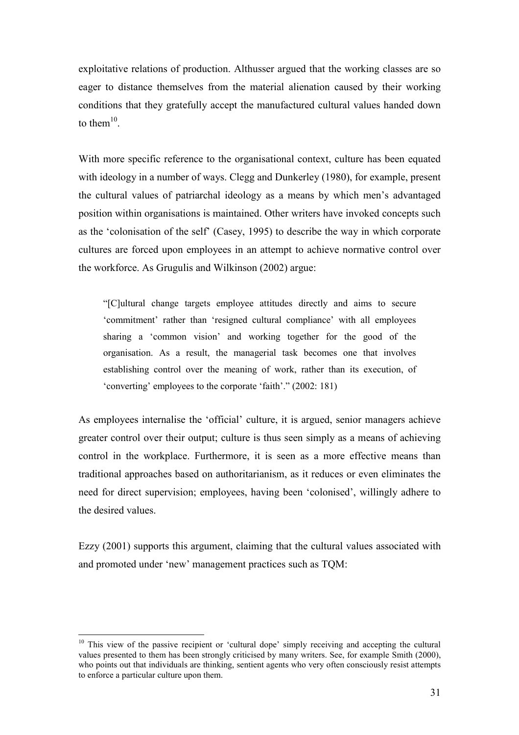exploitative relations of production. Althusser argued that the working classes are so eager to distance themselves from the material alienation caused by their working conditions that they gratefully accept the manufactured cultural values handed down to them[10].

With more specific reference to the organisational context, culture has been equated with ideology in a number of ways. Clegg and Dunkerley (1980), for example, present the cultural values of patriarchal ideology as a means by which men's advantaged position within organisations is maintained. Other writers have invoked concepts such as the 'colonisation of the self' (Casey, 1995) to describe the way in which corporate cultures are forced upon employees in an attempt to achieve normative control over the workforce. As Grugulis and Wilkinson (2002) argue:

> "[C]ultural change targets employee attitudes directly and aims to secure 'commitment' rather than 'resigned cultural compliance' with all employees sharing a 'common vision' and working together for the good of the organisation. As a result, the managerial task becomes one that involves establishing control over the meaning of work, rather than its execution, of 'converting' employees to the corporate 'faith'." (2002: 181)

As employees internalise the 'official' culture, it is argued, senior managers achieve greater control over their output; culture is thus seen simply as a means of achieving control in the workplace. Furthermore, it is seen as a more effective means than traditional approaches based on authoritarianism, as it reduces or even eliminates the need for direct supervision; employees, having been 'colonised', willingly adhere to the desired values.

Ezzy (2001) supports this argument, claiming that the cultural values associated with and promoted under 'new' management practices such as TQM:

---

[10] This view of the passive recipient or 'cultural dope' simply receiving and accepting the cultural values presented to them has been strongly criticised by many writers. See, for example Smith (2000), who points out that individuals are thinking, sentient agents who very often consciously resist attempts to enforce a particular culture upon them.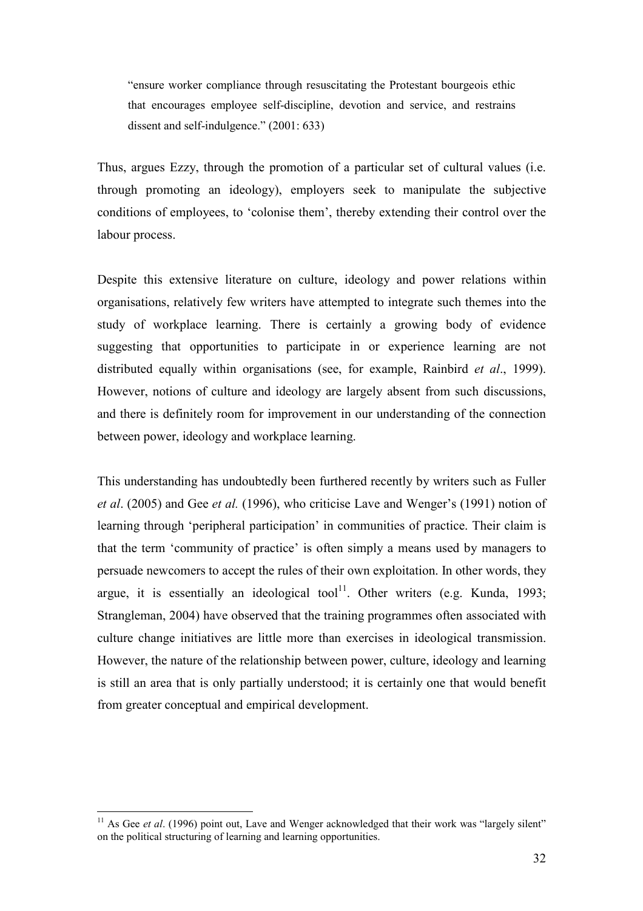> "ensure worker compliance through resuscitating the Protestant bourgeois ethic that encourages employee self-discipline, devotion and service, and restrains dissent and self-indulgence." (2001: 633)

Thus, argues Ezzy, through the promotion of a particular set of cultural values (i.e. through promoting an ideology), employers seek to manipulate the subjective conditions of employees, to 'colonise them', thereby extending their control over the labour process.

Despite this extensive literature on culture, ideology and power relations within organisations, relatively few writers have attempted to integrate such themes into the study of workplace learning. There is certainly a growing body of evidence suggesting that opportunities to participate in or experience learning are not distributed equally within organisations (see, for example, Rainbird *et al*., 1999). However, notions of culture and ideology are largely absent from such discussions, and there is definitely room for improvement in our understanding of the connection between power, ideology and workplace learning.

This understanding has undoubtedly been furthered recently by writers such as Fuller *et al*. (2005) and Gee *et al.* (1996), who criticise Lave and Wenger's (1991) notion of learning through 'peripheral participation' in communities of practice. Their claim is that the term 'community of practice' is often simply a means used by managers to persuade newcomers to accept the rules of their own exploitation. In other words, they argue, it is essentially an ideological tool[11]. Other writers (e.g. Kunda, 1993; Strangleman, 2004) have observed that the training programmes often associated with culture change initiatives are little more than exercises in ideological transmission. However, the nature of the relationship between power, culture, ideology and learning is still an area that is only partially understood; it is certainly one that would benefit from greater conceptual and empirical development.

[11] As Gee *et al*. (1996) point out, Lave and Wenger acknowledged that their work was "largely silent" on the political structuring of learning and learning opportunities.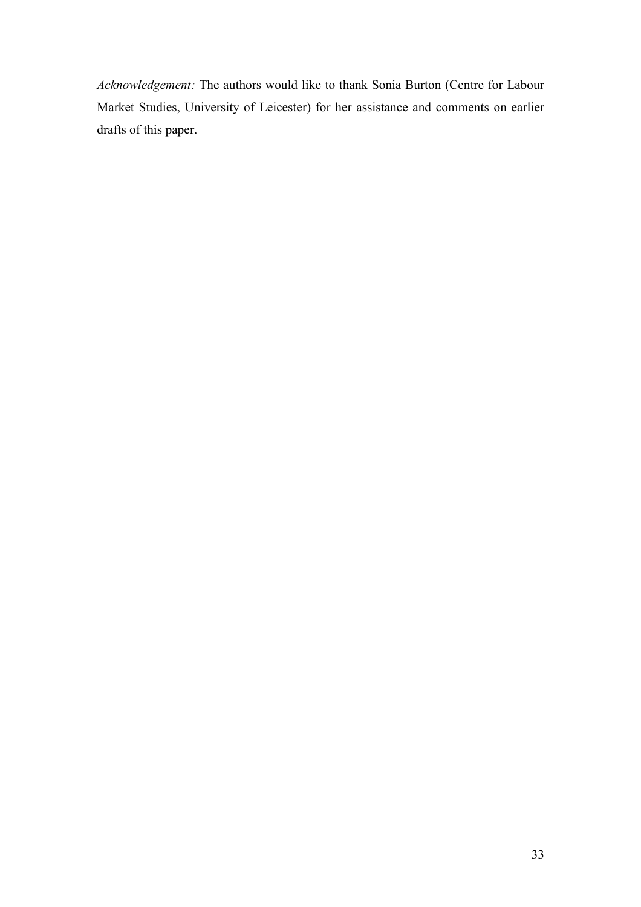*Acknowledgement:* The authors would like to thank Sonia Burton (Centre for Labour Market Studies, University of Leicester) for her assistance and comments on earlier drafts of this paper.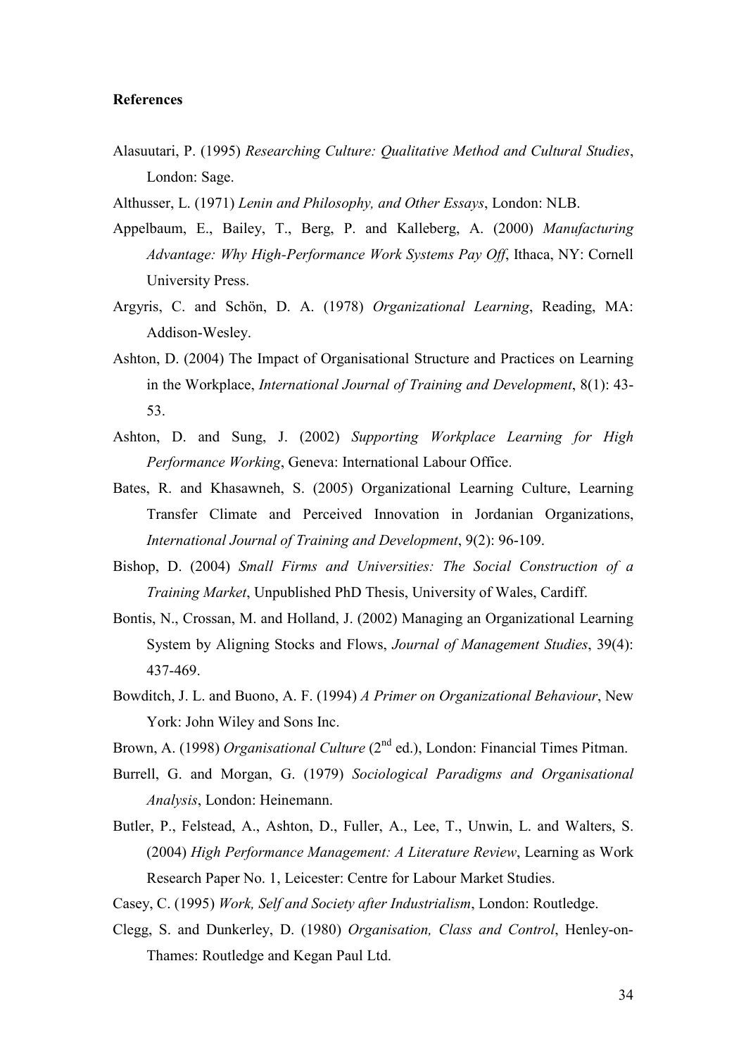**References**

Alasuutari, P. (1995) *Researching Culture: Qualitative Method and Cultural Studies*, London: Sage.

Althusser, L. (1971) *Lenin and Philosophy, and Other Essays*, London: NLB.

Appelbaum, E., Bailey, T., Berg, P. and Kalleberg, A. (2000) *Manufacturing Advantage: Why High-Performance Work Systems Pay Off*, Ithaca, NY: Cornell University Press.

Argyris, C. and Schön, D. A. (1978) *Organizational Learning*, Reading, MA: Addison-Wesley.

Ashton, D. (2004) The Impact of Organisational Structure and Practices on Learning in the Workplace, *International Journal of Training and Development*, 8(1): 43-53.

Ashton, D. and Sung, J. (2002) *Supporting Workplace Learning for High Performance Working*, Geneva: International Labour Office.

Bates, R. and Khasawneh, S. (2005) Organizational Learning Culture, Learning Transfer Climate and Perceived Innovation in Jordanian Organizations, *International Journal of Training and Development*, 9(2): 96-109.

Bishop, D. (2004) *Small Firms and Universities: The Social Construction of a Training Market*, Unpublished PhD Thesis, University of Wales, Cardiff.

Bontis, N., Crossan, M. and Holland, J. (2002) Managing an Organizational Learning System by Aligning Stocks and Flows, *Journal of Management Studies*, 39(4): 437-469.

Bowditch, J. L. and Buono, A. F. (1994) *A Primer on Organizational Behaviour*, New York: John Wiley and Sons Inc.

Brown, A. (1998) *Organisational Culture* (2nd ed.), London: Financial Times Pitman.

Burrell, G. and Morgan, G. (1979) *Sociological Paradigms and Organisational Analysis*, London: Heinemann.

Butler, P., Felstead, A., Ashton, D., Fuller, A., Lee, T., Unwin, L. and Walters, S. (2004) *High Performance Management: A Literature Review*, Learning as Work Research Paper No. 1, Leicester: Centre for Labour Market Studies.

Casey, C. (1995) *Work, Self and Society after Industrialism*, London: Routledge.

Clegg, S. and Dunkerley, D. (1980) *Organisation, Class and Control*, Henley-on-Thames: Routledge and Kegan Paul Ltd.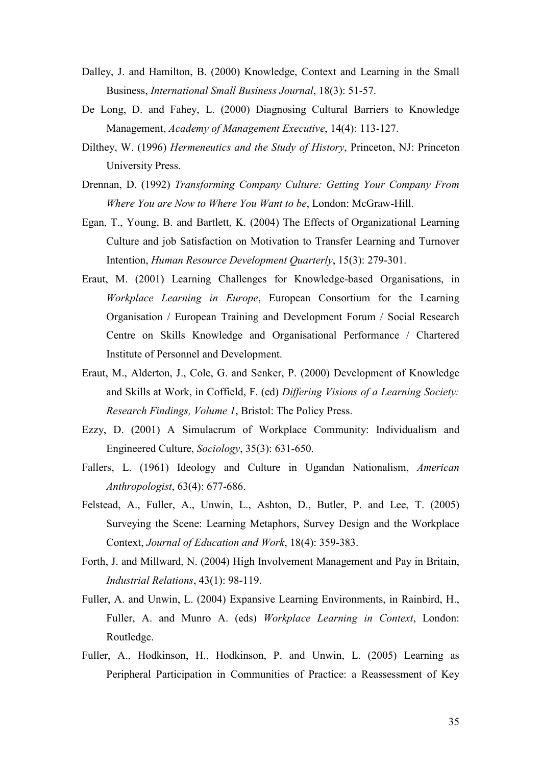Dalley, J. and Hamilton, B. (2000) Knowledge, Context and Learning in the Small Business, *International Small Business Journal*, 18(3): 51-57.

De Long, D. and Fahey, L. (2000) Diagnosing Cultural Barriers to Knowledge Management, *Academy of Management Executive*, 14(4): 113-127.

Dilthey, W. (1996) *Hermeneutics and the Study of History*, Princeton, NJ: Princeton University Press.

Drennan, D. (1992) *Transforming Company Culture: Getting Your Company From Where You are Now to Where You Want to be*, London: McGraw-Hill.

Egan, T., Young, B. and Bartlett, K. (2004) The Effects of Organizational Learning Culture and job Satisfaction on Motivation to Transfer Learning and Turnover Intention, *Human Resource Development Quarterly*, 15(3): 279-301.

Eraut, M. (2001) Learning Challenges for Knowledge-based Organisations, in *Workplace Learning in Europe*, European Consortium for the Learning Organisation / European Training and Development Forum / Social Research Centre on Skills Knowledge and Organisational Performance / Chartered Institute of Personnel and Development.

Eraut, M., Alderton, J., Cole, G. and Senker, P. (2000) Development of Knowledge and Skills at Work, in Coffield, F. (ed) *Differing Visions of a Learning Society: Research Findings, Volume 1*, Bristol: The Policy Press.

Ezzy, D. (2001) A Simulacrum of Workplace Community: Individualism and Engineered Culture, *Sociology*, 35(3): 631-650.

Fallers, L. (1961) Ideology and Culture in Ugandan Nationalism, *American Anthropologist*, 63(4): 677-686.

Felstead, A., Fuller, A., Unwin, L., Ashton, D., Butler, P. and Lee, T. (2005) Surveying the Scene: Learning Metaphors, Survey Design and the Workplace Context, *Journal of Education and Work*, 18(4): 359-383.

Forth, J. and Millward, N. (2004) High Involvement Management and Pay in Britain, *Industrial Relations*, 43(1): 98-119.

Fuller, A. and Unwin, L. (2004) Expansive Learning Environments, in Rainbird, H., Fuller, A. and Munro A. (eds) *Workplace Learning in Context*, London: Routledge.

Fuller, A., Hodkinson, H., Hodkinson, P. and Unwin, L. (2005) Learning as Peripheral Participation in Communities of Practice: a Reassessment of Key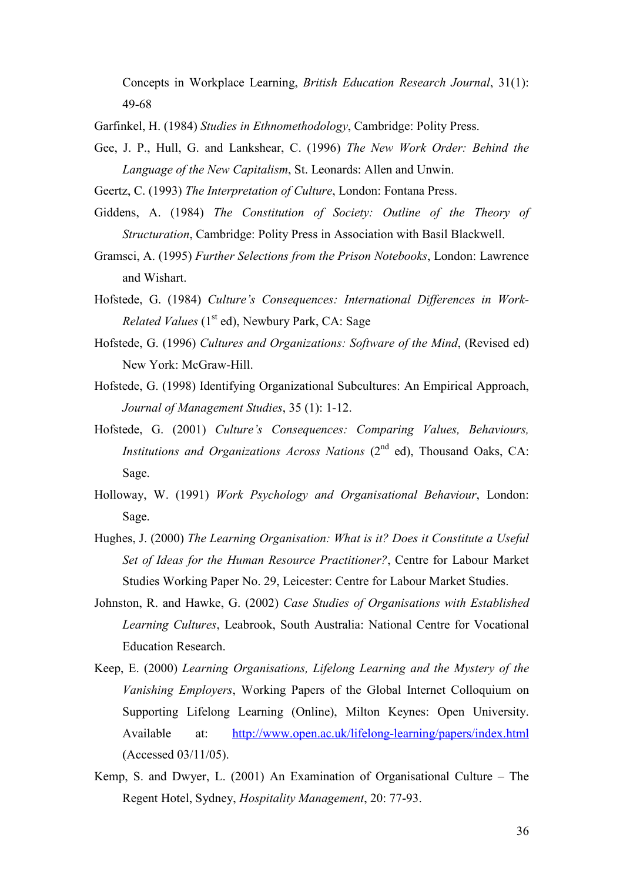Concepts in Workplace Learning, *British Education Research Journal*, 31(1): 49-68

Garfinkel, H. (1984) *Studies in Ethnomethodology*, Cambridge: Polity Press.

Gee, J. P., Hull, G. and Lankshear, C. (1996) *The New Work Order: Behind the Language of the New Capitalism*, St. Leonards: Allen and Unwin.

Geertz, C. (1993) *The Interpretation of Culture*, London: Fontana Press.

Giddens, A. (1984) *The Constitution of Society: Outline of the Theory of Structuration*, Cambridge: Polity Press in Association with Basil Blackwell.

Gramsci, A. (1995) *Further Selections from the Prison Notebooks*, London: Lawrence and Wishart.

Hofstede, G. (1984) *Culture's Consequences: International Differences in Work-Related Values* (1st ed), Newbury Park, CA: Sage

Hofstede, G. (1996) *Cultures and Organizations: Software of the Mind*, (Revised ed) New York: McGraw-Hill.

Hofstede, G. (1998) Identifying Organizational Subcultures: An Empirical Approach, *Journal of Management Studies*, 35 (1): 1-12.

Hofstede, G. (2001) *Culture's Consequences: Comparing Values, Behaviours, Institutions and Organizations Across Nations* (2nd ed), Thousand Oaks, CA: Sage.

Holloway, W. (1991) *Work Psychology and Organisational Behaviour*, London: Sage.

Hughes, J. (2000) *The Learning Organisation: What is it? Does it Constitute a Useful Set of Ideas for the Human Resource Practitioner?*, Centre for Labour Market Studies Working Paper No. 29, Leicester: Centre for Labour Market Studies.

Johnston, R. and Hawke, G. (2002) *Case Studies of Organisations with Established Learning Cultures*, Leabrook, South Australia: National Centre for Vocational Education Research.

Keep, E. (2000) *Learning Organisations, Lifelong Learning and the Mystery of the Vanishing Employers*, Working Papers of the Global Internet Colloquium on Supporting Lifelong Learning (Online), Milton Keynes: Open University. Available at: http://www.open.ac.uk/lifelong-learning/papers/index.html (Accessed 03/11/05).

Kemp, S. and Dwyer, L. (2001) An Examination of Organisational Culture – The Regent Hotel, Sydney, *Hospitality Management*, 20: 77-93.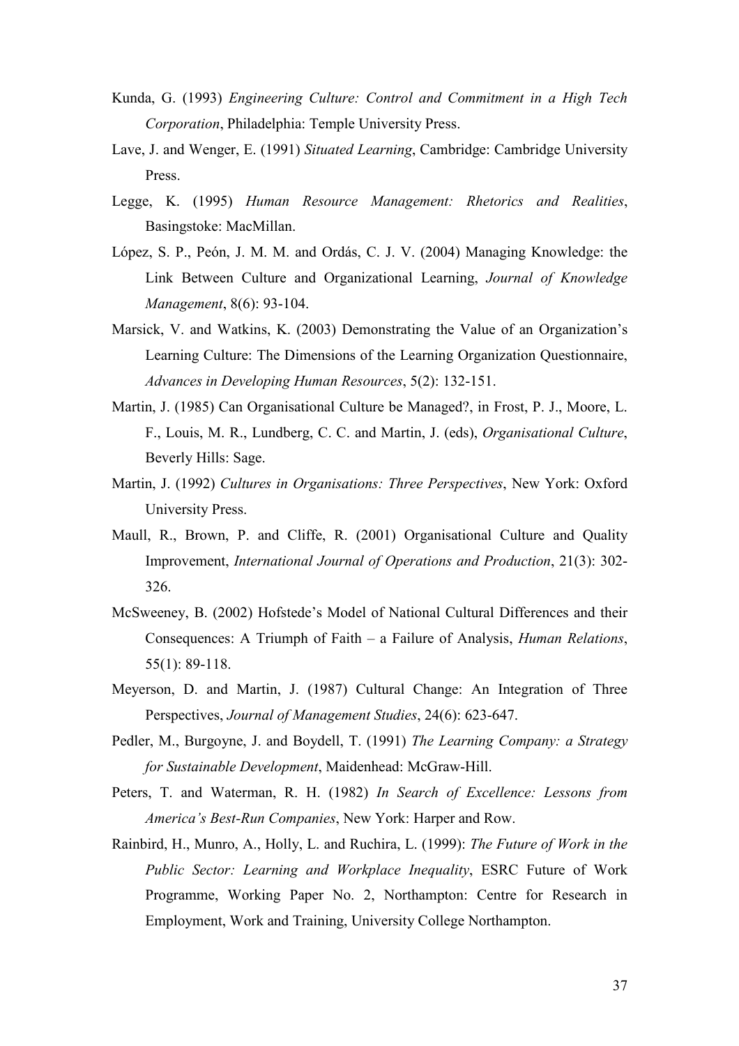Kunda, G. (1993) *Engineering Culture: Control and Commitment in a High Tech Corporation*, Philadelphia: Temple University Press.

Lave, J. and Wenger, E. (1991) *Situated Learning*, Cambridge: Cambridge University Press.

Legge, K. (1995) *Human Resource Management: Rhetorics and Realities*, Basingstoke: MacMillan.

López, S. P., Peón, J. M. M. and Ordás, C. J. V. (2004) Managing Knowledge: the Link Between Culture and Organizational Learning, *Journal of Knowledge Management*, 8(6): 93-104.

Marsick, V. and Watkins, K. (2003) Demonstrating the Value of an Organization's Learning Culture: The Dimensions of the Learning Organization Questionnaire, *Advances in Developing Human Resources*, 5(2): 132-151.

Martin, J. (1985) Can Organisational Culture be Managed?, in Frost, P. J., Moore, L. F., Louis, M. R., Lundberg, C. C. and Martin, J. (eds), *Organisational Culture*, Beverly Hills: Sage.

Martin, J. (1992) *Cultures in Organisations: Three Perspectives*, New York: Oxford University Press.

Maull, R., Brown, P. and Cliffe, R. (2001) Organisational Culture and Quality Improvement, *International Journal of Operations and Production*, 21(3): 302-326.

McSweeney, B. (2002) Hofstede's Model of National Cultural Differences and their Consequences: A Triumph of Faith – a Failure of Analysis, *Human Relations*, 55(1): 89-118.

Meyerson, D. and Martin, J. (1987) Cultural Change: An Integration of Three Perspectives, *Journal of Management Studies*, 24(6): 623-647.

Pedler, M., Burgoyne, J. and Boydell, T. (1991) *The Learning Company: a Strategy for Sustainable Development*, Maidenhead: McGraw-Hill.

Peters, T. and Waterman, R. H. (1982) *In Search of Excellence: Lessons from America's Best-Run Companies*, New York: Harper and Row.

Rainbird, H., Munro, A., Holly, L. and Ruchira, L. (1999): *The Future of Work in the Public Sector: Learning and Workplace Inequality*, ESRC Future of Work Programme, Working Paper No. 2, Northampton: Centre for Research in Employment, Work and Training, University College Northampton.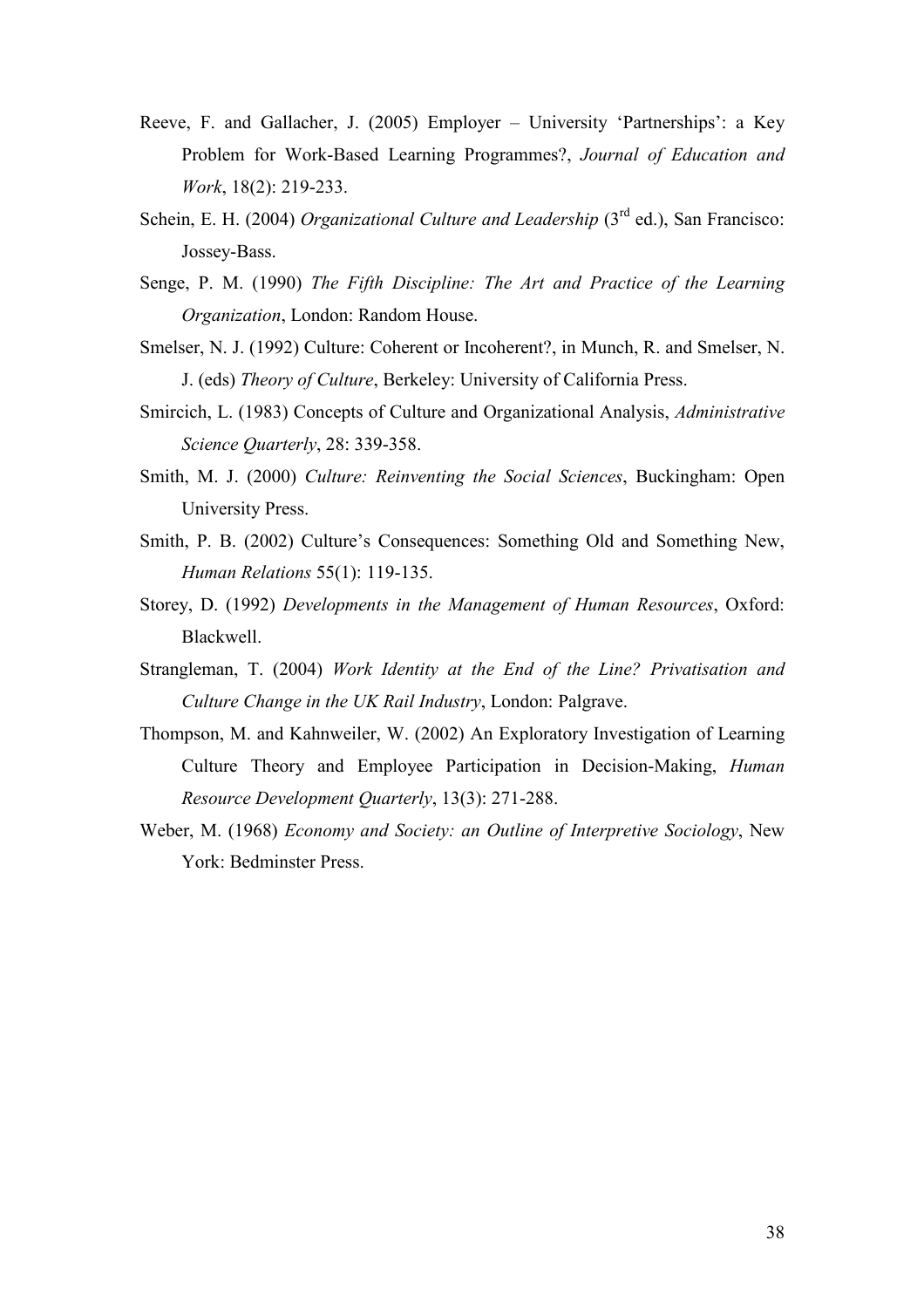Reeve, F. and Gallacher, J. (2005) Employer – University 'Partnerships': a Key Problem for Work-Based Learning Programmes?, *Journal of Education and Work*, 18(2): 219-233.

Schein, E. H. (2004) *Organizational Culture and Leadership* (3rd ed.), San Francisco: Jossey-Bass.

Senge, P. M. (1990) *The Fifth Discipline: The Art and Practice of the Learning Organization*, London: Random House.

Smelser, N. J. (1992) Culture: Coherent or Incoherent?, in Munch, R. and Smelser, N. J. (eds) *Theory of Culture*, Berkeley: University of California Press.

Smircich, L. (1983) Concepts of Culture and Organizational Analysis, *Administrative Science Quarterly*, 28: 339-358.

Smith, M. J. (2000) *Culture: Reinventing the Social Sciences*, Buckingham: Open University Press.

Smith, P. B. (2002) Culture's Consequences: Something Old and Something New, *Human Relations* 55(1): 119-135.

Storey, D. (1992) *Developments in the Management of Human Resources*, Oxford: Blackwell.

Strangleman, T. (2004) *Work Identity at the End of the Line? Privatisation and Culture Change in the UK Rail Industry*, London: Palgrave.

Thompson, M. and Kahnweiler, W. (2002) An Exploratory Investigation of Learning Culture Theory and Employee Participation in Decision-Making, *Human Resource Development Quarterly*, 13(3): 271-288.

Weber, M. (1968) *Economy and Society: an Outline of Interpretive Sociology*, New York: Bedminster Press.